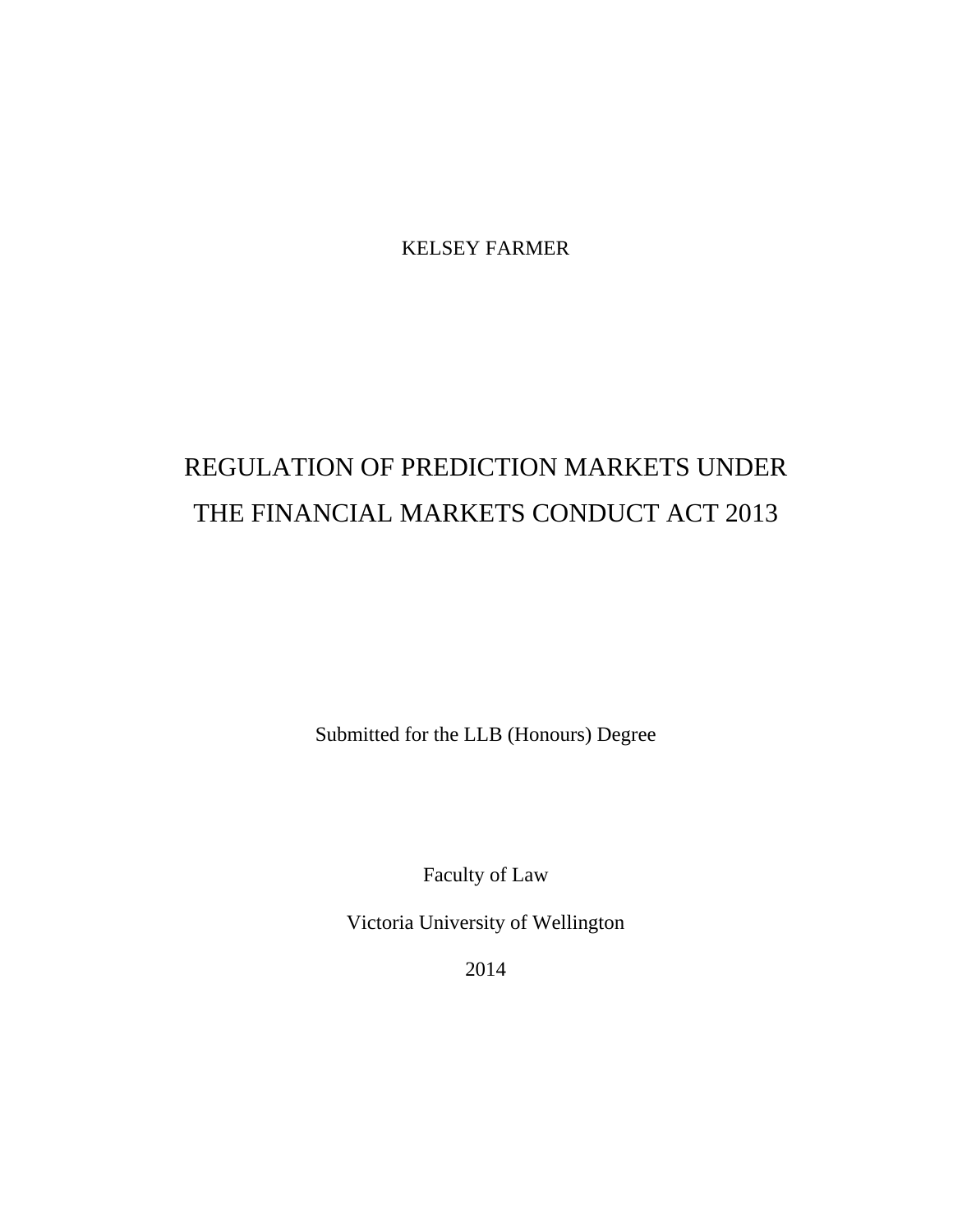KELSEY FARMER

# REGULATION OF PREDICTION MARKETS UNDER THE FINANCIAL MARKETS CONDUCT ACT 2013

Submitted for the LLB (Honours) Degree

Faculty of Law

Victoria University of Wellington

2014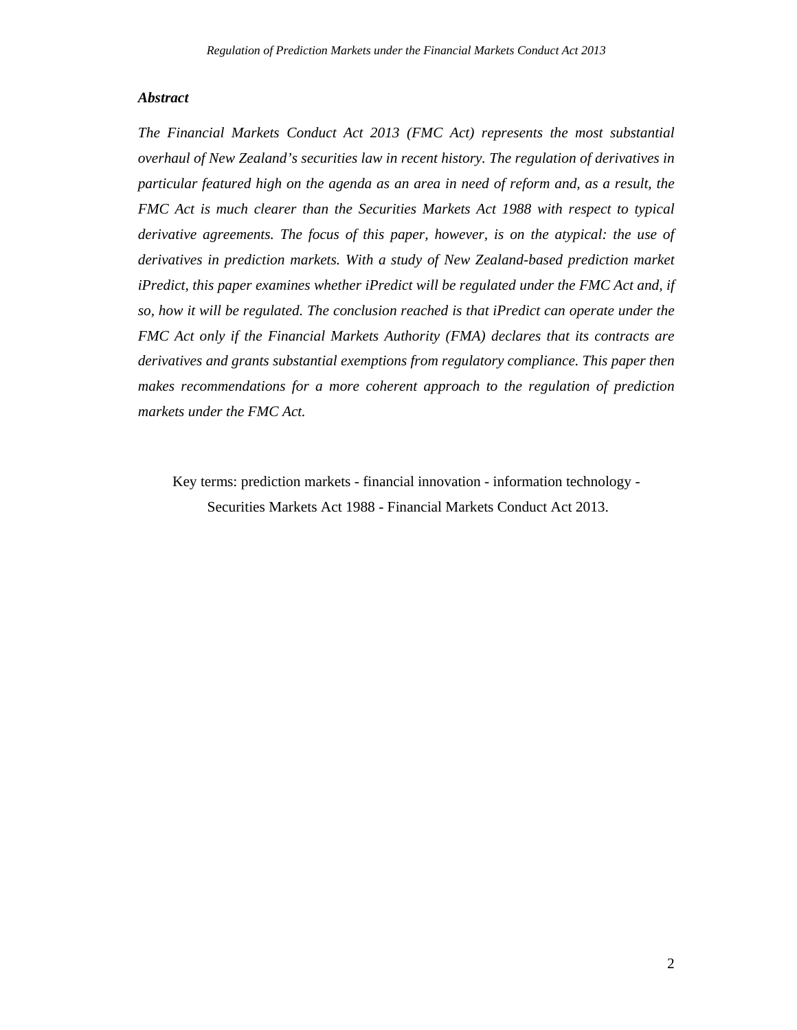### *Abstract*

*The Financial Markets Conduct Act 2013 (FMC Act) represents the most substantial overhaul of New Zealand's securities law in recent history. The regulation of derivatives in particular featured high on the agenda as an area in need of reform and, as a result, the FMC Act is much clearer than the Securities Markets Act 1988 with respect to typical derivative agreements. The focus of this paper, however, is on the atypical: the use of derivatives in prediction markets. With a study of New Zealand-based prediction market iPredict, this paper examines whether iPredict will be regulated under the FMC Act and, if so, how it will be regulated. The conclusion reached is that iPredict can operate under the FMC Act only if the Financial Markets Authority (FMA) declares that its contracts are derivatives and grants substantial exemptions from regulatory compliance. This paper then makes recommendations for a more coherent approach to the regulation of prediction markets under the FMC Act.*

Key terms: prediction markets - financial innovation - information technology - Securities Markets Act 1988 - Financial Markets Conduct Act 2013.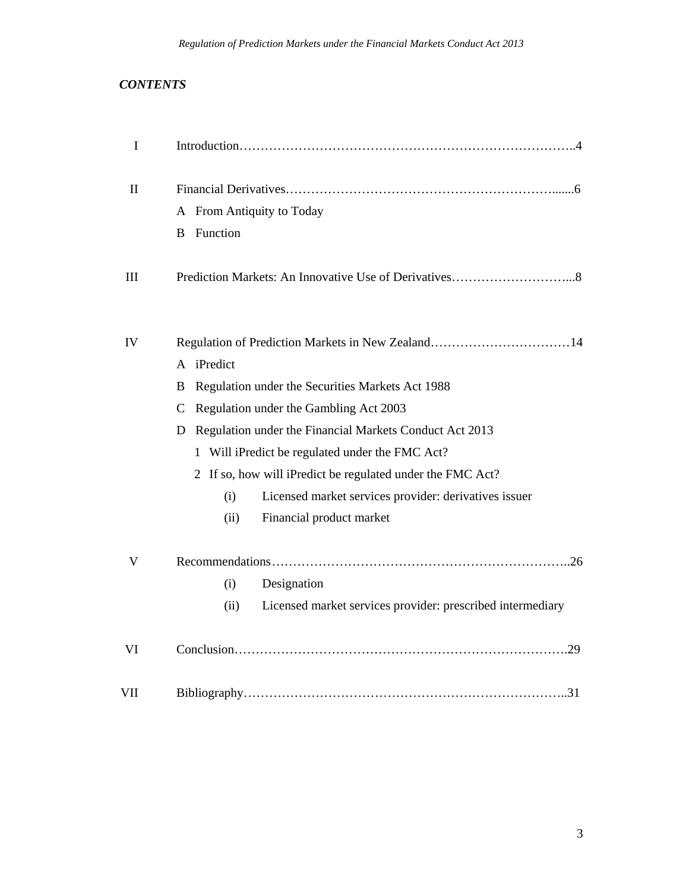***CONTENTS***

| | | |
|---|---|---|
| I | Introduction | 4 |
| II | Financial Derivatives | 6 |
| | A From Antiquity to Today | |
| | B Function | |
| III | Prediction Markets: An Innovative Use of Derivatives | 8 |
| IV | Regulation of Prediction Markets in New Zealand | 14 |
| | A iPredict | |
| | B Regulation under the Securities Markets Act 1988 | |
| | C Regulation under the Gambling Act 2003 | |
| | D Regulation under the Financial Markets Conduct Act 2013 | |
| | 1 Will iPredict be regulated under the FMC Act? | |
| | 2 If so, how will iPredict be regulated under the FMC Act? | |
| | (i) Licensed market services provider: derivatives issuer | |
| | (ii) Financial product market | |
| V | Recommendations | 26 |
| | (i) Designation | |
| | (ii) Licensed market services provider: prescribed intermediary | |
| VI | Conclusion | 29 |
| VII | Bibliography | 31 |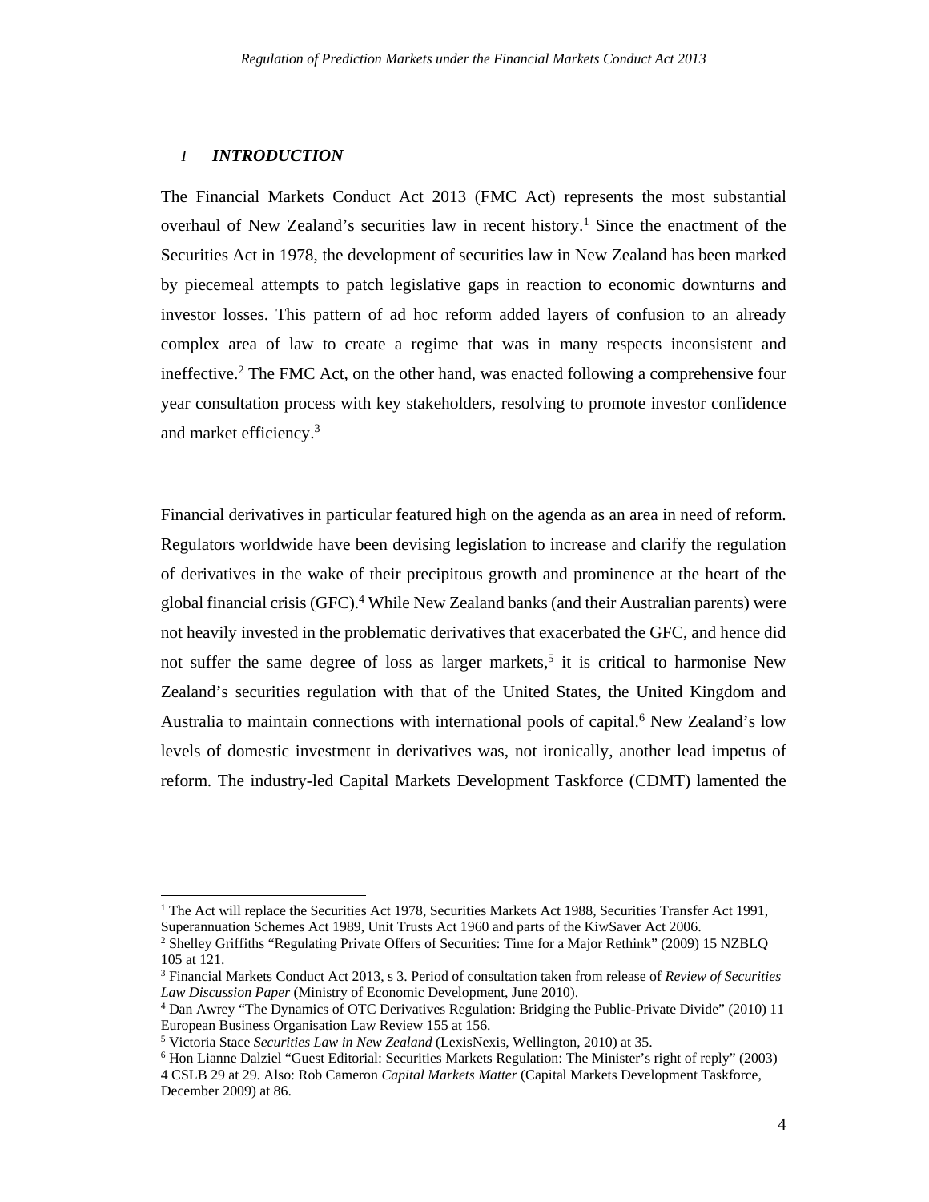## *I* ***INTRODUCTION***

The Financial Markets Conduct Act 2013 (FMC Act) represents the most substantial overhaul of New Zealand's securities law in recent history.[1] Since the enactment of the Securities Act in 1978, the development of securities law in New Zealand has been marked by piecemeal attempts to patch legislative gaps in reaction to economic downturns and investor losses. This pattern of ad hoc reform added layers of confusion to an already complex area of law to create a regime that was in many respects inconsistent and ineffective.[2] The FMC Act, on the other hand, was enacted following a comprehensive four year consultation process with key stakeholders, resolving to promote investor confidence and market efficiency.[3]

Financial derivatives in particular featured high on the agenda as an area in need of reform. Regulators worldwide have been devising legislation to increase and clarify the regulation of derivatives in the wake of their precipitous growth and prominence at the heart of the global financial crisis (GFC).[4] While New Zealand banks (and their Australian parents) were not heavily invested in the problematic derivatives that exacerbated the GFC, and hence did not suffer the same degree of loss as larger markets,[5] it is critical to harmonise New Zealand's securities regulation with that of the United States, the United Kingdom and Australia to maintain connections with international pools of capital.[6] New Zealand's low levels of domestic investment in derivatives was, not ironically, another lead impetus of reform. The industry-led Capital Markets Development Taskforce (CDMT) lamented the

---

[1] The Act will replace the Securities Act 1978, Securities Markets Act 1988, Securities Transfer Act 1991, Superannuation Schemes Act 1989, Unit Trusts Act 1960 and parts of the KiwiSaver Act 2006.

[2] Shelley Griffiths "Regulating Private Offers of Securities: Time for a Major Rethink" (2009) 15 NZBLQ 105 at 121.

[3] Financial Markets Conduct Act 2013, s 3. Period of consultation taken from release of *Review of Securities Law Discussion Paper* (Ministry of Economic Development, June 2010).

[4] Dan Awrey "The Dynamics of OTC Derivatives Regulation: Bridging the Public-Private Divide" (2010) 11 European Business Organisation Law Review 155 at 156.

[5] Victoria Stace *Securities Law in New Zealand* (LexisNexis, Wellington, 2010) at 35.

[6] Hon Lianne Dalziel "Guest Editorial: Securities Markets Regulation: The Minister's right of reply" (2003) 4 CSLB 29 at 29. Also: Rob Cameron *Capital Markets Matter* (Capital Markets Development Taskforce, December 2009) at 86.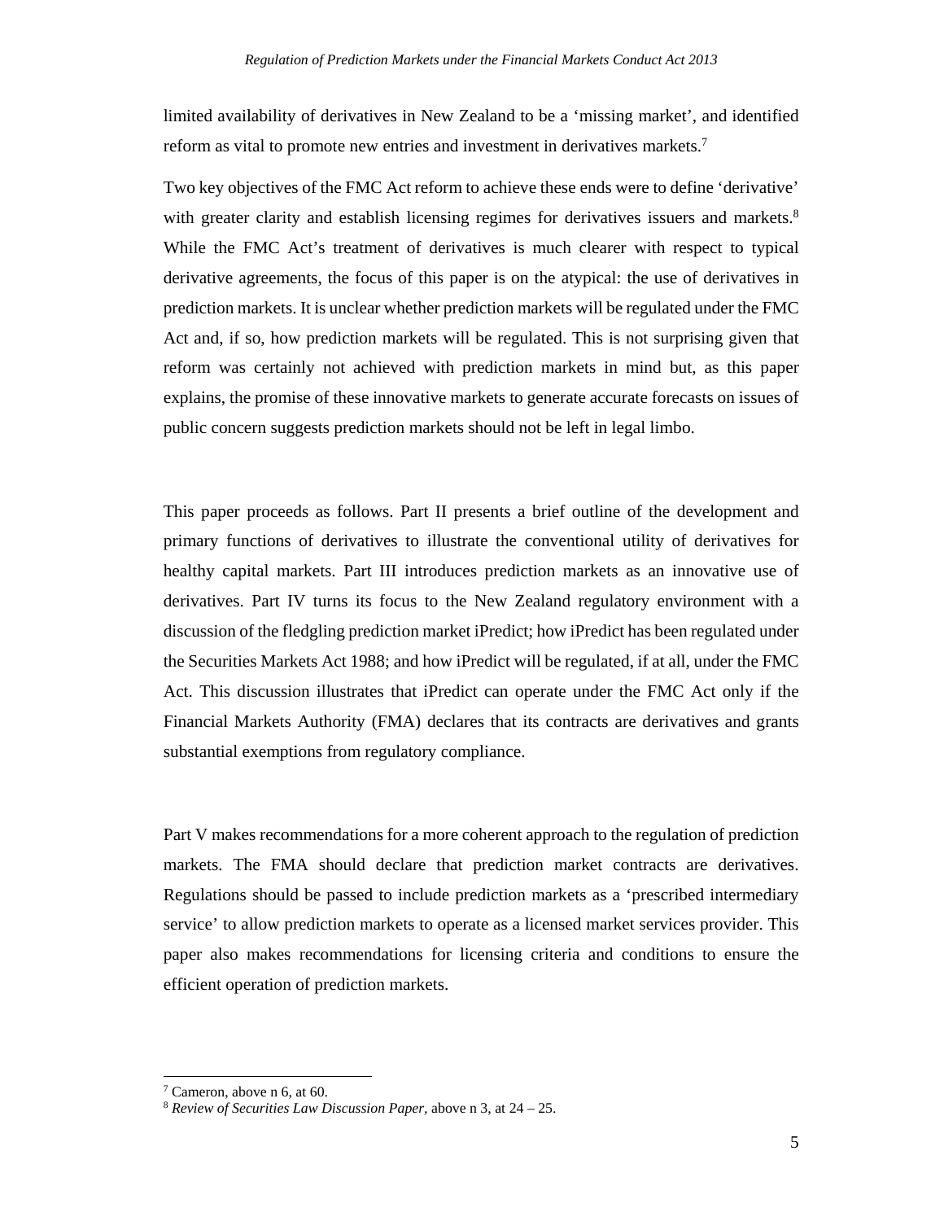limited availability of derivatives in New Zealand to be a 'missing market', and identified reform as vital to promote new entries and investment in derivatives markets.[7]

Two key objectives of the FMC Act reform to achieve these ends were to define 'derivative' with greater clarity and establish licensing regimes for derivatives issuers and markets.[8] While the FMC Act's treatment of derivatives is much clearer with respect to typical derivative agreements, the focus of this paper is on the atypical: the use of derivatives in prediction markets. It is unclear whether prediction markets will be regulated under the FMC Act and, if so, how prediction markets will be regulated. This is not surprising given that reform was certainly not achieved with prediction markets in mind but, as this paper explains, the promise of these innovative markets to generate accurate forecasts on issues of public concern suggests prediction markets should not be left in legal limbo.

This paper proceeds as follows. Part II presents a brief outline of the development and primary functions of derivatives to illustrate the conventional utility of derivatives for healthy capital markets. Part III introduces prediction markets as an innovative use of derivatives. Part IV turns its focus to the New Zealand regulatory environment with a discussion of the fledgling prediction market iPredict; how iPredict has been regulated under the Securities Markets Act 1988; and how iPredict will be regulated, if at all, under the FMC Act. This discussion illustrates that iPredict can operate under the FMC Act only if the Financial Markets Authority (FMA) declares that its contracts are derivatives and grants substantial exemptions from regulatory compliance.

Part V makes recommendations for a more coherent approach to the regulation of prediction markets. The FMA should declare that prediction market contracts are derivatives. Regulations should be passed to include prediction markets as a 'prescribed intermediary service' to allow prediction markets to operate as a licensed market services provider. This paper also makes recommendations for licensing criteria and conditions to ensure the efficient operation of prediction markets.

---

[7] Cameron, above n 6, at 60.

[8] *Review of Securities Law Discussion Paper*, above n 3, at 24 – 25.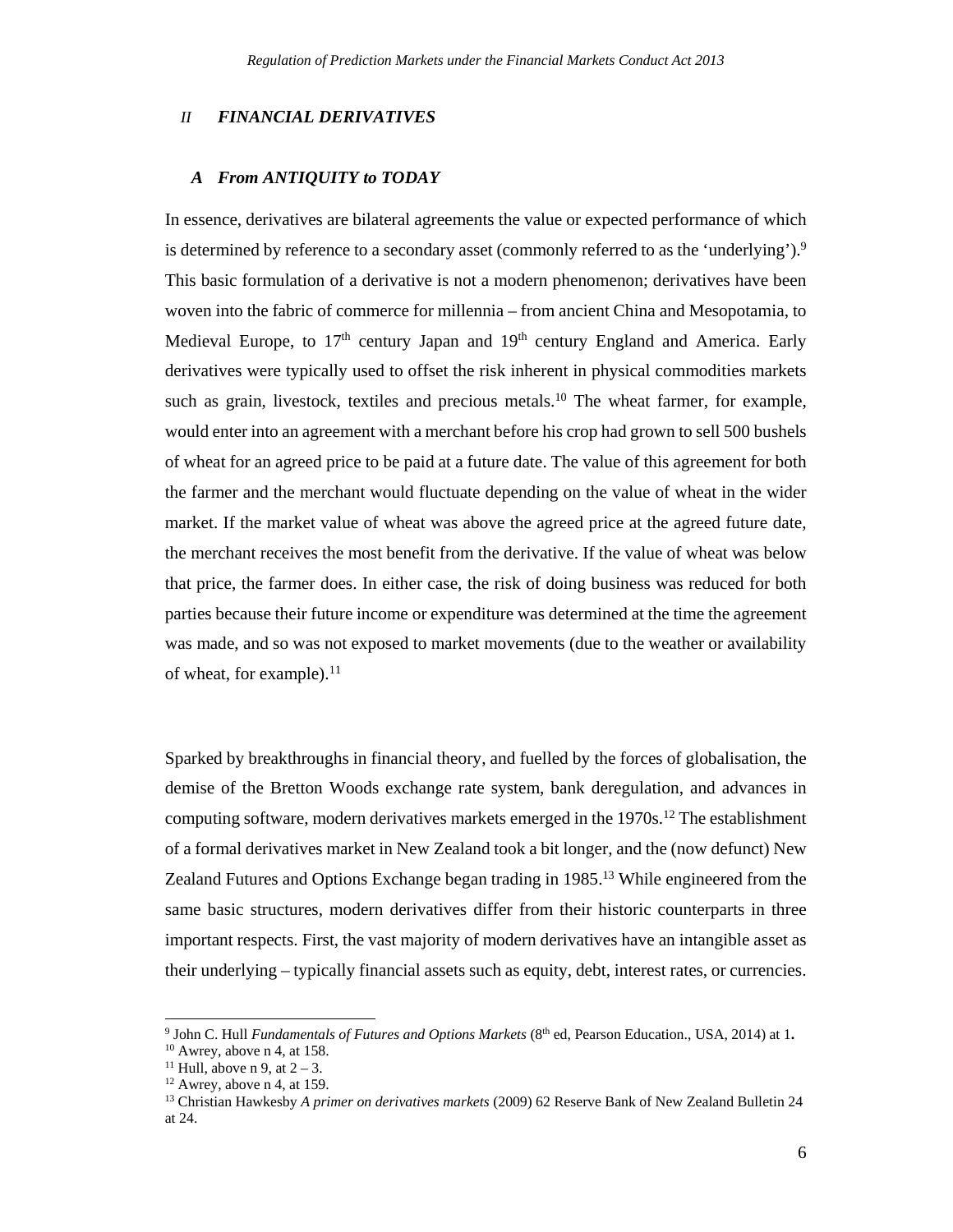## II FINANCIAL DERIVATIVES

### A From ANTIQUITY to TODAY

In essence, derivatives are bilateral agreements the value or expected performance of which is determined by reference to a secondary asset (commonly referred to as the 'underlying').[9] This basic formulation of a derivative is not a modern phenomenon; derivatives have been woven into the fabric of commerce for millennia – from ancient China and Mesopotamia, to Medieval Europe, to 17th century Japan and 19th century England and America. Early derivatives were typically used to offset the risk inherent in physical commodities markets such as grain, livestock, textiles and precious metals.[10] The wheat farmer, for example, would enter into an agreement with a merchant before his crop had grown to sell 500 bushels of wheat for an agreed price to be paid at a future date. The value of this agreement for both the farmer and the merchant would fluctuate depending on the value of wheat in the wider market. If the market value of wheat was above the agreed price at the agreed future date, the merchant receives the most benefit from the derivative. If the value of wheat was below that price, the farmer does. In either case, the risk of doing business was reduced for both parties because their future income or expenditure was determined at the time the agreement was made, and so was not exposed to market movements (due to the weather or availability of wheat, for example).[11]

Sparked by breakthroughs in financial theory, and fuelled by the forces of globalisation, the demise of the Bretton Woods exchange rate system, bank deregulation, and advances in computing software, modern derivatives markets emerged in the 1970s.[12] The establishment of a formal derivatives market in New Zealand took a bit longer, and the (now defunct) New Zealand Futures and Options Exchange began trading in 1985.[13] While engineered from the same basic structures, modern derivatives differ from their historic counterparts in three important respects. First, the vast majority of modern derivatives have an intangible asset as their underlying – typically financial assets such as equity, debt, interest rates, or currencies.

---

[9] John C. Hull *Fundamentals of Futures and Options Markets* (8th ed, Pearson Education., USA, 2014) at 1.
[10] Awrey, above n 4, at 158.
[11] Hull, above n 9, at 2 – 3.
[12] Awrey, above n 4, at 159.
[13] Christian Hawkesby *A primer on derivatives markets* (2009) 62 Reserve Bank of New Zealand Bulletin 24 at 24.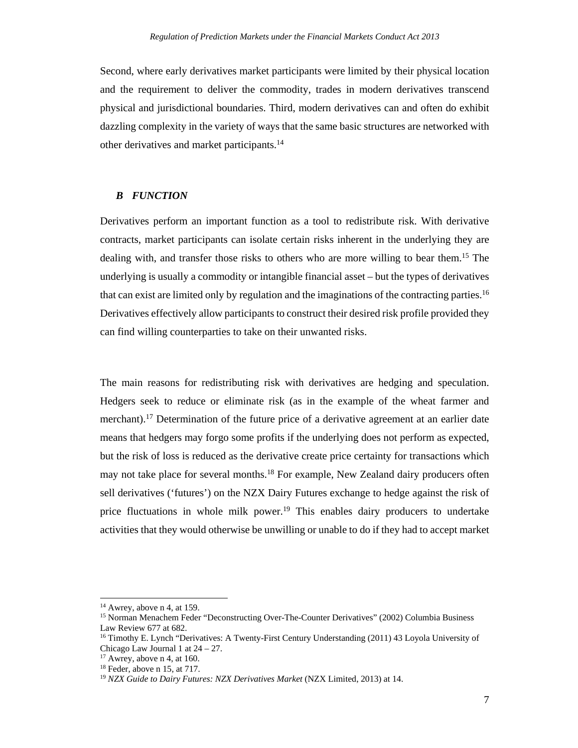Second, where early derivatives market participants were limited by their physical location and the requirement to deliver the commodity, trades in modern derivatives transcend physical and jurisdictional boundaries. Third, modern derivatives can and often do exhibit dazzling complexity in the variety of ways that the same basic structures are networked with other derivatives and market participants.[14]

### *B FUNCTION*

Derivatives perform an important function as a tool to redistribute risk. With derivative contracts, market participants can isolate certain risks inherent in the underlying they are dealing with, and transfer those risks to others who are more willing to bear them.[15] The underlying is usually a commodity or intangible financial asset – but the types of derivatives that can exist are limited only by regulation and the imaginations of the contracting parties.[16] Derivatives effectively allow participants to construct their desired risk profile provided they can find willing counterparties to take on their unwanted risks.

The main reasons for redistributing risk with derivatives are hedging and speculation. Hedgers seek to reduce or eliminate risk (as in the example of the wheat farmer and merchant).[17] Determination of the future price of a derivative agreement at an earlier date means that hedgers may forgo some profits if the underlying does not perform as expected, but the risk of loss is reduced as the derivative create price certainty for transactions which may not take place for several months.[18] For example, New Zealand dairy producers often sell derivatives ('futures') on the NZX Dairy Futures exchange to hedge against the risk of price fluctuations in whole milk power.[19] This enables dairy producers to undertake activities that they would otherwise be unwilling or unable to do if they had to accept market

---

[14] Awrey, above n 4, at 159.

[15] Norman Menachem Feder "Deconstructing Over-The-Counter Derivatives" (2002) Columbia Business Law Review 677 at 682.

[16] Timothy E. Lynch "Derivatives: A Twenty-First Century Understanding (2011) 43 Loyola University of Chicago Law Journal 1 at 24 – 27.

[17] Awrey, above n 4, at 160.

[18] Feder, above n 15, at 717.

[19] *NZX Guide to Dairy Futures: NZX Derivatives Market* (NZX Limited, 2013) at 14.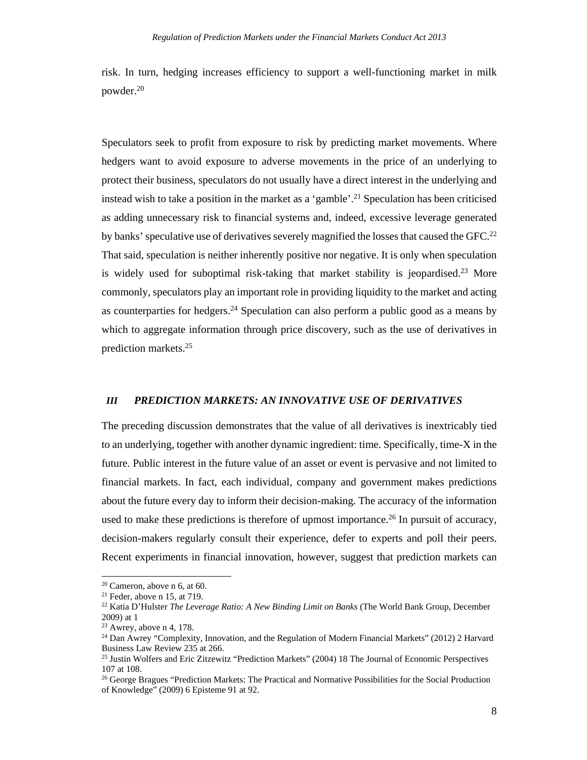risk. In turn, hedging increases efficiency to support a well-functioning market in milk powder.[20]

Speculators seek to profit from exposure to risk by predicting market movements. Where hedgers want to avoid exposure to adverse movements in the price of an underlying to protect their business, speculators do not usually have a direct interest in the underlying and instead wish to take a position in the market as a 'gamble'.[21] Speculation has been criticised as adding unnecessary risk to financial systems and, indeed, excessive leverage generated by banks' speculative use of derivatives severely magnified the losses that caused the GFC.[22] That said, speculation is neither inherently positive nor negative. It is only when speculation is widely used for suboptimal risk-taking that market stability is jeopardised.[23] More commonly, speculators play an important role in providing liquidity to the market and acting as counterparties for hedgers.[24] Speculation can also perform a public good as a means by which to aggregate information through price discovery, such as the use of derivatives in prediction markets.[25]

## *III PREDICTION MARKETS: AN INNOVATIVE USE OF DERIVATIVES*

The preceding discussion demonstrates that the value of all derivatives is inextricably tied to an underlying, together with another dynamic ingredient: time. Specifically, time-X in the future. Public interest in the future value of an asset or event is pervasive and not limited to financial markets. In fact, each individual, company and government makes predictions about the future every day to inform their decision-making. The accuracy of the information used to make these predictions is therefore of upmost importance.[26] In pursuit of accuracy, decision-makers regularly consult their experience, defer to experts and poll their peers. Recent experiments in financial innovation, however, suggest that prediction markets can

---

[20] Cameron, above n 6, at 60.

[21] Feder, above n 15, at 719.

[22] Katia D'Hulster *The Leverage Ratio: A New Binding Limit on Banks* (The World Bank Group, December 2009) at 1

[23] Awrey, above n 4, 178.

[24] Dan Awrey "Complexity, Innovation, and the Regulation of Modern Financial Markets" (2012) 2 Harvard Business Law Review 235 at 266.

[25] Justin Wolfers and Eric Zitzewitz "Prediction Markets" (2004) 18 The Journal of Economic Perspectives 107 at 108.

[26] George Bragues "Prediction Markets: The Practical and Normative Possibilities for the Social Production of Knowledge" (2009) 6 Episteme 91 at 92.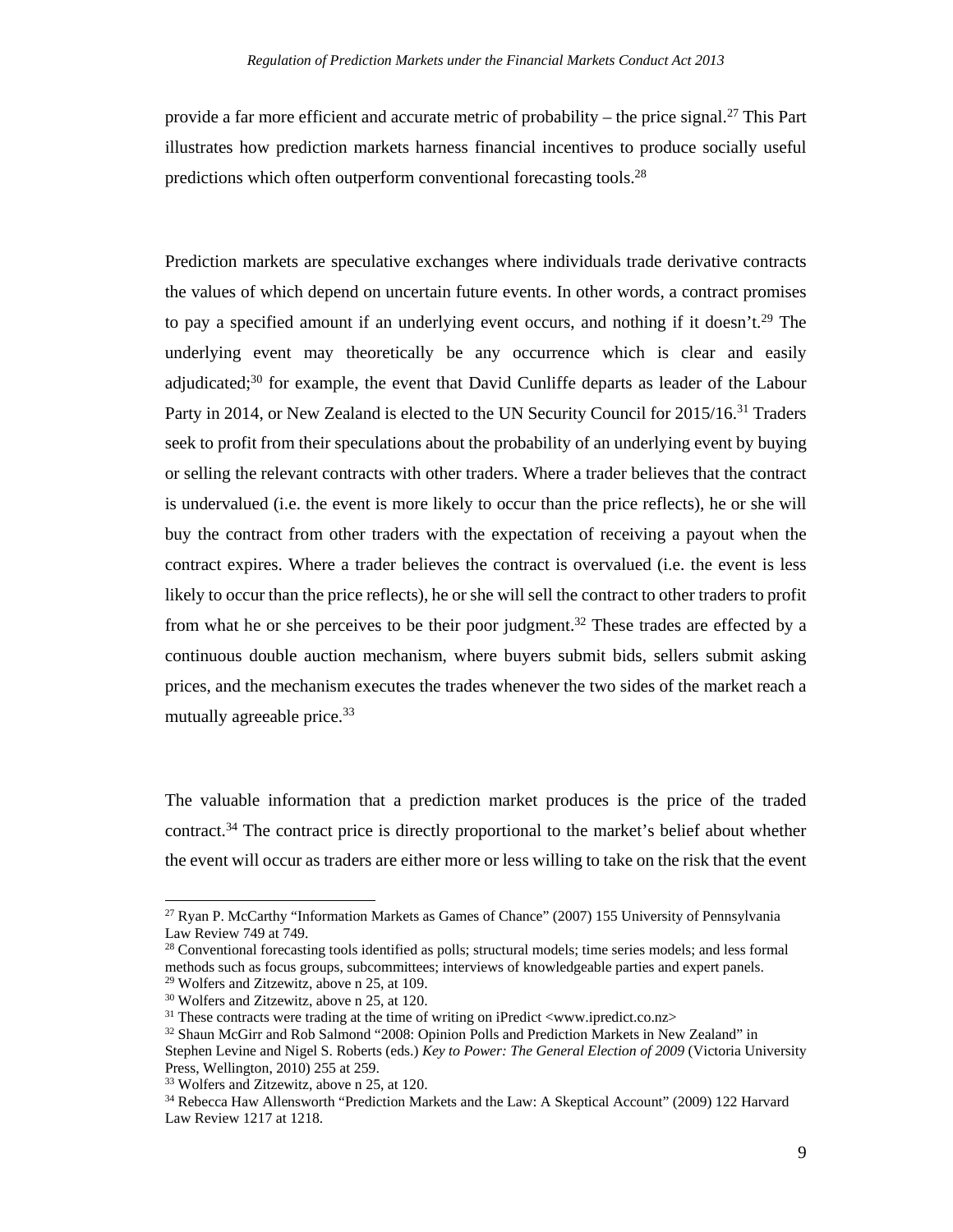provide a far more efficient and accurate metric of probability – the price signal.[27] This Part illustrates how prediction markets harness financial incentives to produce socially useful predictions which often outperform conventional forecasting tools.[28]

Prediction markets are speculative exchanges where individuals trade derivative contracts the values of which depend on uncertain future events. In other words, a contract promises to pay a specified amount if an underlying event occurs, and nothing if it doesn't.[29] The underlying event may theoretically be any occurrence which is clear and easily adjudicated;[30] for example, the event that David Cunliffe departs as leader of the Labour Party in 2014, or New Zealand is elected to the UN Security Council for 2015/16.[31] Traders seek to profit from their speculations about the probability of an underlying event by buying or selling the relevant contracts with other traders. Where a trader believes that the contract is undervalued (i.e. the event is more likely to occur than the price reflects), he or she will buy the contract from other traders with the expectation of receiving a payout when the contract expires. Where a trader believes the contract is overvalued (i.e. the event is less likely to occur than the price reflects), he or she will sell the contract to other traders to profit from what he or she perceives to be their poor judgment.[32] These trades are effected by a continuous double auction mechanism, where buyers submit bids, sellers submit asking prices, and the mechanism executes the trades whenever the two sides of the market reach a mutually agreeable price.[33]

The valuable information that a prediction market produces is the price of the traded contract.[34] The contract price is directly proportional to the market's belief about whether the event will occur as traders are either more or less willing to take on the risk that the event

---

[27] Ryan P. McCarthy "Information Markets as Games of Chance" (2007) 155 University of Pennsylvania Law Review 749 at 749.

[28] Conventional forecasting tools identified as polls; structural models; time series models; and less formal methods such as focus groups, subcommittees; interviews of knowledgeable parties and expert panels.

[29] Wolfers and Zitzewitz, above n 25, at 109.

[30] Wolfers and Zitzewitz, above n 25, at 120.

[31] These contracts were trading at the time of writing on iPredict <www.ipredict.co.nz>

[32] Shaun McGirr and Rob Salmond "2008: Opinion Polls and Prediction Markets in New Zealand" in Stephen Levine and Nigel S. Roberts (eds.) *Key to Power: The General Election of 2009* (Victoria University Press, Wellington, 2010) 255 at 259.

[33] Wolfers and Zitzewitz, above n 25, at 120.

[34] Rebecca Haw Allensworth "Prediction Markets and the Law: A Skeptical Account" (2009) 122 Harvard Law Review 1217 at 1218.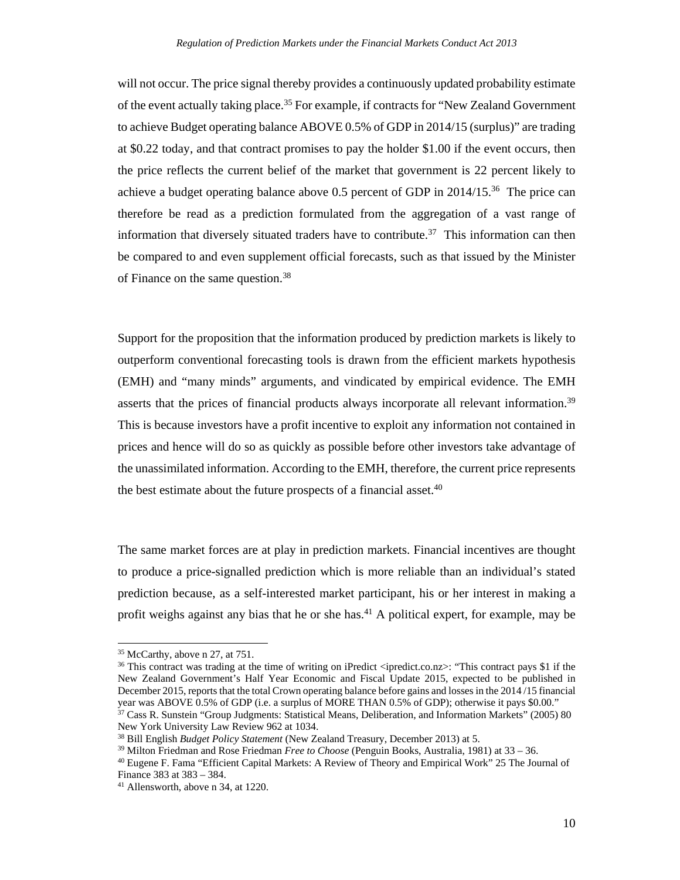will not occur. The price signal thereby provides a continuously updated probability estimate of the event actually taking place.[35] For example, if contracts for "New Zealand Government to achieve Budget operating balance ABOVE 0.5% of GDP in 2014/15 (surplus)" are trading at $0.22 today, and that contract promises to pay the holder $1.00 if the event occurs, then the price reflects the current belief of the market that government is 22 percent likely to achieve a budget operating balance above 0.5 percent of GDP in 2014/15.[36] The price can therefore be read as a prediction formulated from the aggregation of a vast range of information that diversely situated traders have to contribute.[37] This information can then be compared to and even supplement official forecasts, such as that issued by the Minister of Finance on the same question.[38]

Support for the proposition that the information produced by prediction markets is likely to outperform conventional forecasting tools is drawn from the efficient markets hypothesis (EMH) and "many minds" arguments, and vindicated by empirical evidence. The EMH asserts that the prices of financial products always incorporate all relevant information.[39] This is because investors have a profit incentive to exploit any information not contained in prices and hence will do so as quickly as possible before other investors take advantage of the unassimilated information. According to the EMH, therefore, the current price represents the best estimate about the future prospects of a financial asset.[40]

The same market forces are at play in prediction markets. Financial incentives are thought to produce a price-signalled prediction which is more reliable than an individual's stated prediction because, as a self-interested market participant, his or her interest in making a profit weighs against any bias that he or she has.[41] A political expert, for example, may be

---

[35] McCarthy, above n 27, at 751.

[36] This contract was trading at the time of writing on iPredict <ipredict.co.nz>: "This contract pays $1 if the New Zealand Government's Half Year Economic and Fiscal Update 2015, expected to be published in December 2015, reports that the total Crown operating balance before gains and losses in the 2014 /15 financial year was ABOVE 0.5% of GDP (i.e. a surplus of MORE THAN 0.5% of GDP); otherwise it pays $0.00."

[37] Cass R. Sunstein "Group Judgments: Statistical Means, Deliberation, and Information Markets" (2005) 80 New York University Law Review 962 at 1034.

[38] Bill English *Budget Policy Statement* (New Zealand Treasury, December 2013) at 5.

[39] Milton Friedman and Rose Friedman *Free to Choose* (Penguin Books, Australia, 1981) at 33 – 36.

[40] Eugene F. Fama "Efficient Capital Markets: A Review of Theory and Empirical Work" 25 The Journal of Finance 383 at 383 – 384.

[41] Allensworth, above n 34, at 1220.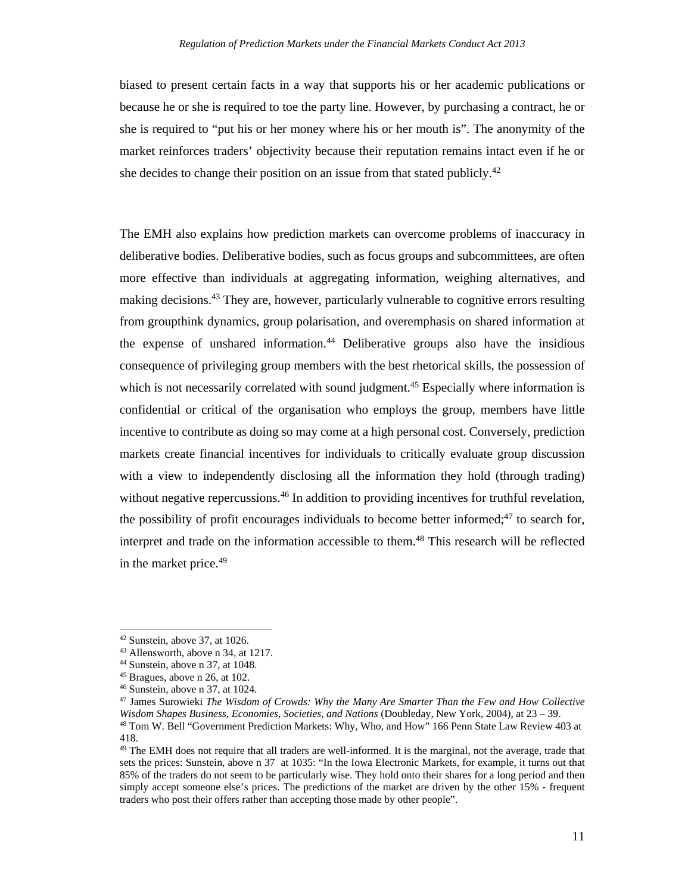biased to present certain facts in a way that supports his or her academic publications or because he or she is required to toe the party line. However, by purchasing a contract, he or she is required to "put his or her money where his or her mouth is". The anonymity of the market reinforces traders' objectivity because their reputation remains intact even if he or she decides to change their position on an issue from that stated publicly.[42]

The EMH also explains how prediction markets can overcome problems of inaccuracy in deliberative bodies. Deliberative bodies, such as focus groups and subcommittees, are often more effective than individuals at aggregating information, weighing alternatives, and making decisions.[43] They are, however, particularly vulnerable to cognitive errors resulting from groupthink dynamics, group polarisation, and overemphasis on shared information at the expense of unshared information.[44] Deliberative groups also have the insidious consequence of privileging group members with the best rhetorical skills, the possession of which is not necessarily correlated with sound judgment.[45] Especially where information is confidential or critical of the organisation who employs the group, members have little incentive to contribute as doing so may come at a high personal cost. Conversely, prediction markets create financial incentives for individuals to critically evaluate group discussion with a view to independently disclosing all the information they hold (through trading) without negative repercussions.[46] In addition to providing incentives for truthful revelation, the possibility of profit encourages individuals to become better informed;[47] to search for, interpret and trade on the information accessible to them.[48] This research will be reflected in the market price.[49]

---

[42] Sunstein, above 37, at 1026.

[43] Allensworth, above n 34, at 1217.

[44] Sunstein, above n 37, at 1048.

[45] Bragues, above n 26, at 102.

[46] Sunstein, above n 37, at 1024.

[47] James Surowieki *The Wisdom of Crowds: Why the Many Are Smarter Than the Few and How Collective Wisdom Shapes Business, Economies, Societies, and Nations* (Doubleday, New York, 2004), at 23 – 39.

[48] Tom W. Bell "Government Prediction Markets: Why, Who, and How" 166 Penn State Law Review 403 at 418.

[49] The EMH does not require that all traders are well-informed. It is the marginal, not the average, trade that sets the prices: Sunstein, above n 37 at 1035: "In the Iowa Electronic Markets, for example, it turns out that 85% of the traders do not seem to be particularly wise. They hold onto their shares for a long period and then simply accept someone else's prices. The predictions of the market are driven by the other 15% - frequent traders who post their offers rather than accepting those made by other people".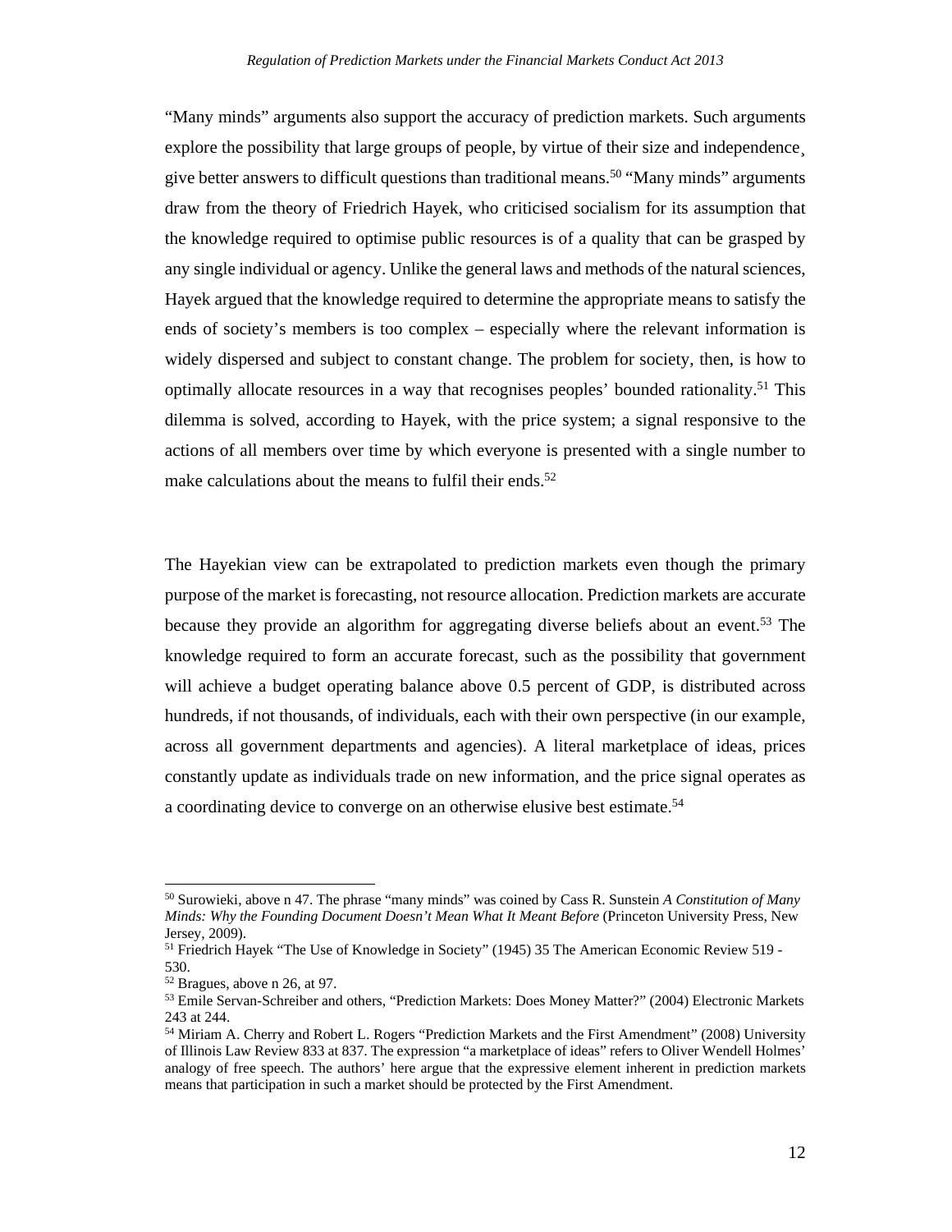"Many minds" arguments also support the accuracy of prediction markets. Such arguments explore the possibility that large groups of people, by virtue of their size and independence¸ give better answers to difficult questions than traditional means.[50] "Many minds" arguments draw from the theory of Friedrich Hayek, who criticised socialism for its assumption that the knowledge required to optimise public resources is of a quality that can be grasped by any single individual or agency. Unlike the general laws and methods of the natural sciences, Hayek argued that the knowledge required to determine the appropriate means to satisfy the ends of society's members is too complex – especially where the relevant information is widely dispersed and subject to constant change. The problem for society, then, is how to optimally allocate resources in a way that recognises peoples' bounded rationality.[51] This dilemma is solved, according to Hayek, with the price system; a signal responsive to the actions of all members over time by which everyone is presented with a single number to make calculations about the means to fulfil their ends.[52]

The Hayekian view can be extrapolated to prediction markets even though the primary purpose of the market is forecasting, not resource allocation. Prediction markets are accurate because they provide an algorithm for aggregating diverse beliefs about an event.[53] The knowledge required to form an accurate forecast, such as the possibility that government will achieve a budget operating balance above 0.5 percent of GDP, is distributed across hundreds, if not thousands, of individuals, each with their own perspective (in our example, across all government departments and agencies). A literal marketplace of ideas, prices constantly update as individuals trade on new information, and the price signal operates as a coordinating device to converge on an otherwise elusive best estimate.[54]

---

[50] Surowieki, above n 47. The phrase "many minds" was coined by Cass R. Sunstein *A Constitution of Many Minds: Why the Founding Document Doesn't Mean What It Meant Before* (Princeton University Press, New Jersey, 2009).

[51] Friedrich Hayek "The Use of Knowledge in Society" (1945) 35 The American Economic Review 519 - 530.

[52] Bragues, above n 26, at 97.

[53] Emile Servan-Schreiber and others, "Prediction Markets: Does Money Matter?" (2004) Electronic Markets 243 at 244.

[54] Miriam A. Cherry and Robert L. Rogers "Prediction Markets and the First Amendment" (2008) University of Illinois Law Review 833 at 837. The expression "a marketplace of ideas" refers to Oliver Wendell Holmes' analogy of free speech. The authors' here argue that the expressive element inherent in prediction markets means that participation in such a market should be protected by the First Amendment.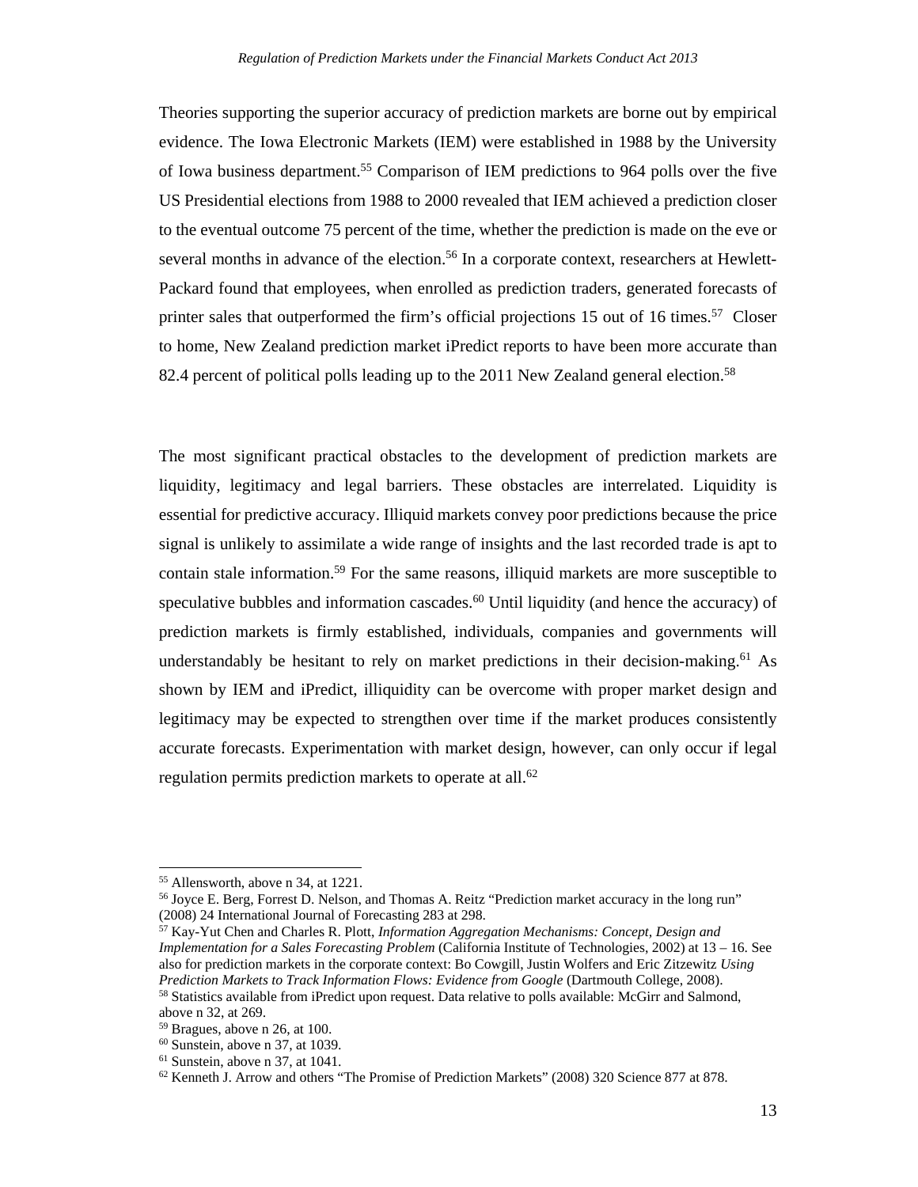Theories supporting the superior accuracy of prediction markets are borne out by empirical evidence. The Iowa Electronic Markets (IEM) were established in 1988 by the University of Iowa business department.[55] Comparison of IEM predictions to 964 polls over the five US Presidential elections from 1988 to 2000 revealed that IEM achieved a prediction closer to the eventual outcome 75 percent of the time, whether the prediction is made on the eve or several months in advance of the election.[56] In a corporate context, researchers at Hewlett-Packard found that employees, when enrolled as prediction traders, generated forecasts of printer sales that outperformed the firm's official projections 15 out of 16 times.[57] Closer to home, New Zealand prediction market iPredict reports to have been more accurate than 82.4 percent of political polls leading up to the 2011 New Zealand general election.[58]

The most significant practical obstacles to the development of prediction markets are liquidity, legitimacy and legal barriers. These obstacles are interrelated. Liquidity is essential for predictive accuracy. Illiquid markets convey poor predictions because the price signal is unlikely to assimilate a wide range of insights and the last recorded trade is apt to contain stale information.[59] For the same reasons, illiquid markets are more susceptible to speculative bubbles and information cascades.[60] Until liquidity (and hence the accuracy) of prediction markets is firmly established, individuals, companies and governments will understandably be hesitant to rely on market predictions in their decision-making.[61] As shown by IEM and iPredict, illiquidity can be overcome with proper market design and legitimacy may be expected to strengthen over time if the market produces consistently accurate forecasts. Experimentation with market design, however, can only occur if legal regulation permits prediction markets to operate at all.[62]

---

[55] Allensworth, above n 34, at 1221.

[56] Joyce E. Berg, Forrest D. Nelson, and Thomas A. Reitz "Prediction market accuracy in the long run" (2008) 24 International Journal of Forecasting 283 at 298.

[57] Kay-Yut Chen and Charles R. Plott, *Information Aggregation Mechanisms: Concept, Design and Implementation for a Sales Forecasting Problem* (California Institute of Technologies, 2002) at 13 – 16. See also for prediction markets in the corporate context: Bo Cowgill, Justin Wolfers and Eric Zitzewitz *Using Prediction Markets to Track Information Flows: Evidence from Google* (Dartmouth College, 2008).

[58] Statistics available from iPredict upon request. Data relative to polls available: McGirr and Salmond, above n 32, at 269.

[59] Bragues, above n 26, at 100.

[60] Sunstein, above n 37, at 1039.

[61] Sunstein, above n 37, at 1041.

[62] Kenneth J. Arrow and others "The Promise of Prediction Markets" (2008) 320 Science 877 at 878.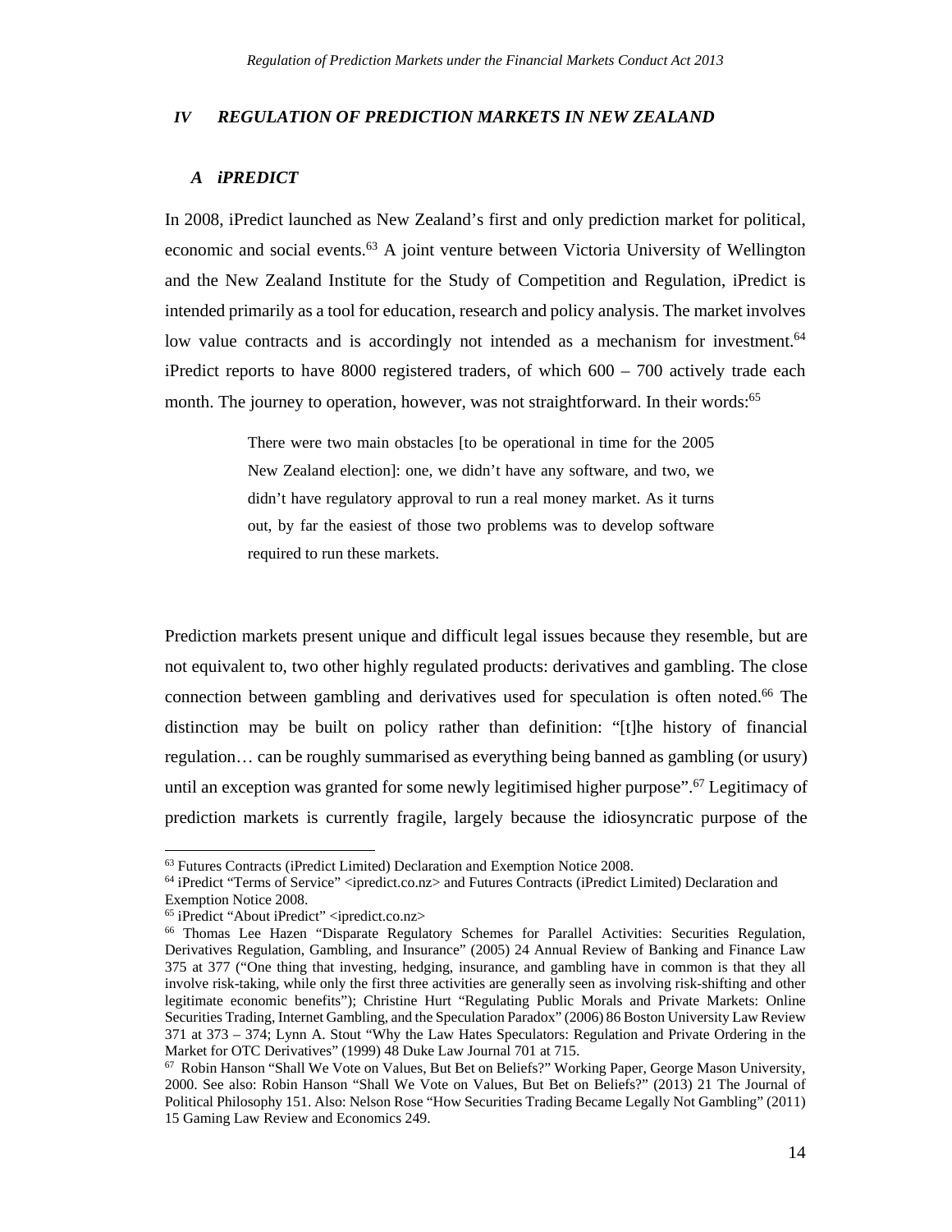## IV REGULATION OF PREDICTION MARKETS IN NEW ZEALAND

### A iPREDICT

In 2008, iPredict launched as New Zealand's first and only prediction market for political, economic and social events.[63] A joint venture between Victoria University of Wellington and the New Zealand Institute for the Study of Competition and Regulation, iPredict is intended primarily as a tool for education, research and policy analysis. The market involves low value contracts and is accordingly not intended as a mechanism for investment.[64] iPredict reports to have 8000 registered traders, of which 600 – 700 actively trade each month. The journey to operation, however, was not straightforward. In their words:[65]

> There were two main obstacles [to be operational in time for the 2005 New Zealand election]: one, we didn't have any software, and two, we didn't have regulatory approval to run a real money market. As it turns out, by far the easiest of those two problems was to develop software required to run these markets.

Prediction markets present unique and difficult legal issues because they resemble, but are not equivalent to, two other highly regulated products: derivatives and gambling. The close connection between gambling and derivatives used for speculation is often noted.[66] The distinction may be built on policy rather than definition: "[t]he history of financial regulation… can be roughly summarised as everything being banned as gambling (or usury) until an exception was granted for some newly legitimised higher purpose".[67] Legitimacy of prediction markets is currently fragile, largely because the idiosyncratic purpose of the

---

[63] Futures Contracts (iPredict Limited) Declaration and Exemption Notice 2008.

[64] iPredict "Terms of Service" <ipredict.co.nz> and Futures Contracts (iPredict Limited) Declaration and Exemption Notice 2008.

[65] iPredict "About iPredict" <ipredict.co.nz>

[66] Thomas Lee Hazen "Disparate Regulatory Schemes for Parallel Activities: Securities Regulation, Derivatives Regulation, Gambling, and Insurance" (2005) 24 Annual Review of Banking and Finance Law 375 at 377 ("One thing that investing, hedging, insurance, and gambling have in common is that they all involve risk-taking, while only the first three activities are generally seen as involving risk-shifting and other legitimate economic benefits"); Christine Hurt "Regulating Public Morals and Private Markets: Online Securities Trading, Internet Gambling, and the Speculation Paradox" (2006) 86 Boston University Law Review 371 at 373 – 374; Lynn A. Stout "Why the Law Hates Speculators: Regulation and Private Ordering in the Market for OTC Derivatives" (1999) 48 Duke Law Journal 701 at 715.

[67] Robin Hanson "Shall We Vote on Values, But Bet on Beliefs?" Working Paper, George Mason University, 2000. See also: Robin Hanson "Shall We Vote on Values, But Bet on Beliefs?" (2013) 21 The Journal of Political Philosophy 151. Also: Nelson Rose "How Securities Trading Became Legally Not Gambling" (2011) 15 Gaming Law Review and Economics 249.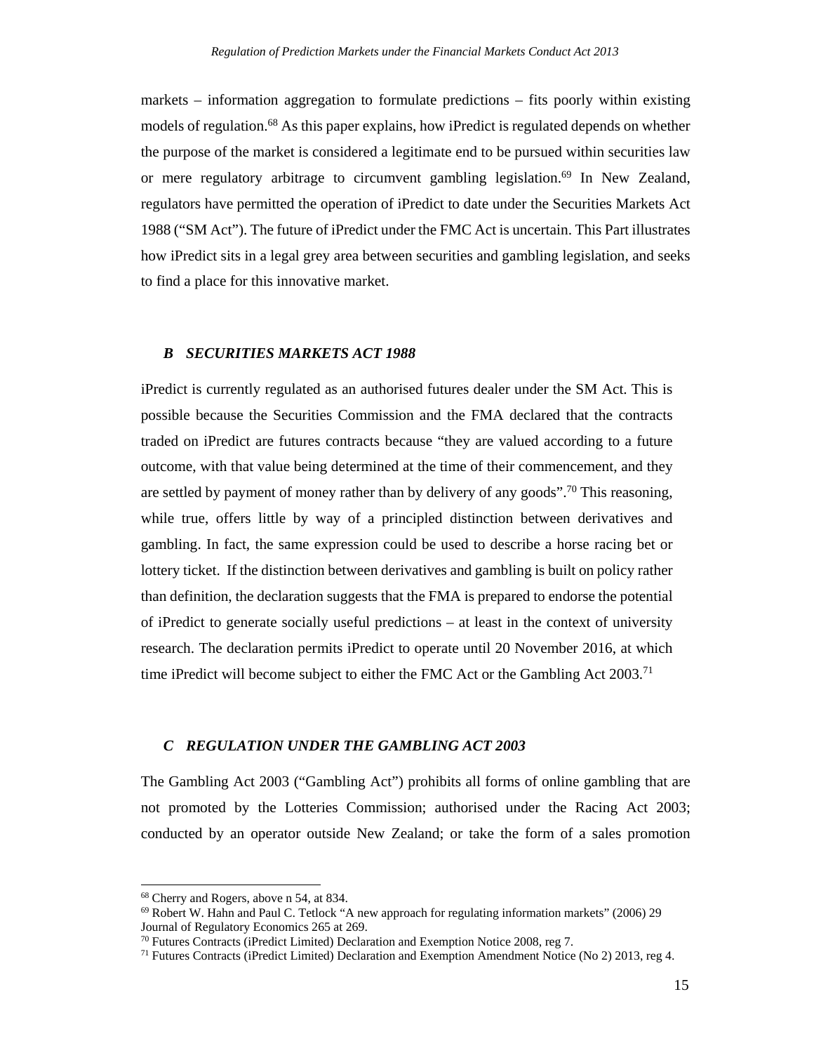markets – information aggregation to formulate predictions – fits poorly within existing models of regulation.[68] As this paper explains, how iPredict is regulated depends on whether the purpose of the market is considered a legitimate end to be pursued within securities law or mere regulatory arbitrage to circumvent gambling legislation.[69] In New Zealand, regulators have permitted the operation of iPredict to date under the Securities Markets Act 1988 ("SM Act"). The future of iPredict under the FMC Act is uncertain. This Part illustrates how iPredict sits in a legal grey area between securities and gambling legislation, and seeks to find a place for this innovative market.

### *B SECURITIES MARKETS ACT 1988*

iPredict is currently regulated as an authorised futures dealer under the SM Act. This is possible because the Securities Commission and the FMA declared that the contracts traded on iPredict are futures contracts because "they are valued according to a future outcome, with that value being determined at the time of their commencement, and they are settled by payment of money rather than by delivery of any goods".[70] This reasoning, while true, offers little by way of a principled distinction between derivatives and gambling. In fact, the same expression could be used to describe a horse racing bet or lottery ticket. If the distinction between derivatives and gambling is built on policy rather than definition, the declaration suggests that the FMA is prepared to endorse the potential of iPredict to generate socially useful predictions – at least in the context of university research. The declaration permits iPredict to operate until 20 November 2016, at which time iPredict will become subject to either the FMC Act or the Gambling Act 2003.[71]

### *C REGULATION UNDER THE GAMBLING ACT 2003*

The Gambling Act 2003 ("Gambling Act") prohibits all forms of online gambling that are not promoted by the Lotteries Commission; authorised under the Racing Act 2003; conducted by an operator outside New Zealand; or take the form of a sales promotion

---

[68] Cherry and Rogers, above n 54, at 834.

[69] Robert W. Hahn and Paul C. Tetlock "A new approach for regulating information markets" (2006) 29 Journal of Regulatory Economics 265 at 269.

[70] Futures Contracts (iPredict Limited) Declaration and Exemption Notice 2008, reg 7.

[71] Futures Contracts (iPredict Limited) Declaration and Exemption Amendment Notice (No 2) 2013, reg 4.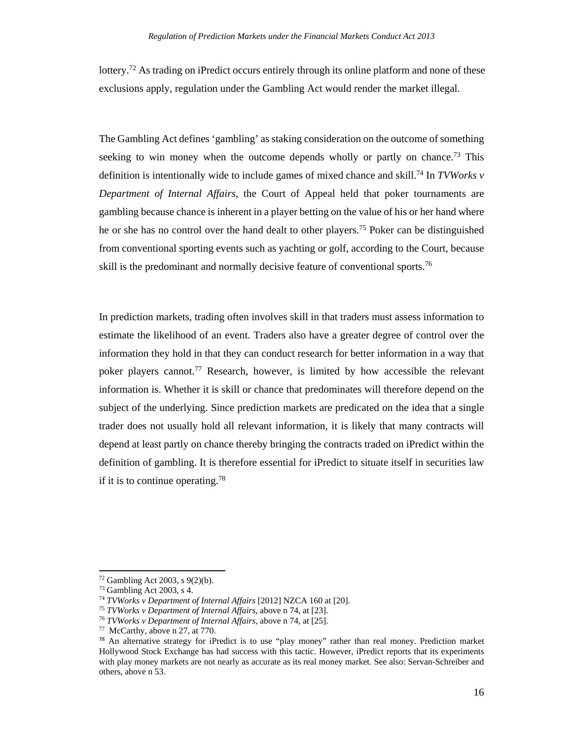lottery.[72] As trading on iPredict occurs entirely through its online platform and none of these exclusions apply, regulation under the Gambling Act would render the market illegal.

The Gambling Act defines 'gambling' as staking consideration on the outcome of something seeking to win money when the outcome depends wholly or partly on chance.[73] This definition is intentionally wide to include games of mixed chance and skill.[74] In *TVWorks v Department of Internal Affairs*, the Court of Appeal held that poker tournaments are gambling because chance is inherent in a player betting on the value of his or her hand where he or she has no control over the hand dealt to other players.[75] Poker can be distinguished from conventional sporting events such as yachting or golf, according to the Court, because skill is the predominant and normally decisive feature of conventional sports.[76]

In prediction markets, trading often involves skill in that traders must assess information to estimate the likelihood of an event. Traders also have a greater degree of control over the information they hold in that they can conduct research for better information in a way that poker players cannot.[77] Research, however, is limited by how accessible the relevant information is. Whether it is skill or chance that predominates will therefore depend on the subject of the underlying. Since prediction markets are predicated on the idea that a single trader does not usually hold all relevant information, it is likely that many contracts will depend at least partly on chance thereby bringing the contracts traded on iPredict within the definition of gambling. It is therefore essential for iPredict to situate itself in securities law if it is to continue operating.[78]

---

[72] Gambling Act 2003, s 9(2)(b).

[73] Gambling Act 2003, s 4.

[74] *TVWorks v Department of Internal Affairs* [2012] NZCA 160 at [20].

[75] *TVWorks v Department of Internal Affairs*, above n 74, at [23].

[76] *TVWorks v Department of Internal Affairs,* above n 74, at [25].

[77] McCarthy, above n 27, at 770.

[78] An alternative strategy for iPredict is to use "play money" rather than real money. Prediction market Hollywood Stock Exchange has had success with this tactic. However, iPredict reports that its experiments with play money markets are not nearly as accurate as its real money market. See also: Servan-Schreiber and others, above n 53.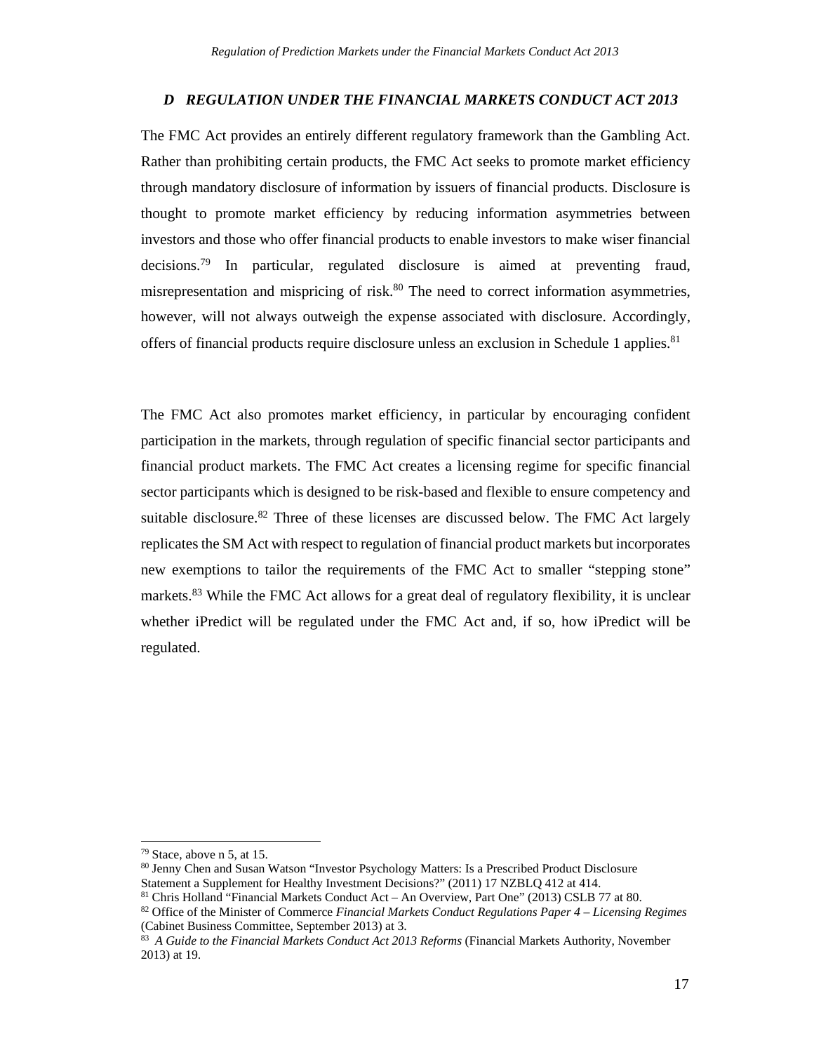### *D REGULATION UNDER THE FINANCIAL MARKETS CONDUCT ACT 2013*

The FMC Act provides an entirely different regulatory framework than the Gambling Act. Rather than prohibiting certain products, the FMC Act seeks to promote market efficiency through mandatory disclosure of information by issuers of financial products. Disclosure is thought to promote market efficiency by reducing information asymmetries between investors and those who offer financial products to enable investors to make wiser financial decisions.[79] In particular, regulated disclosure is aimed at preventing fraud, misrepresentation and mispricing of risk.[80] The need to correct information asymmetries, however, will not always outweigh the expense associated with disclosure. Accordingly, offers of financial products require disclosure unless an exclusion in Schedule 1 applies.[81]

The FMC Act also promotes market efficiency, in particular by encouraging confident participation in the markets, through regulation of specific financial sector participants and financial product markets. The FMC Act creates a licensing regime for specific financial sector participants which is designed to be risk-based and flexible to ensure competency and suitable disclosure.[82] Three of these licenses are discussed below. The FMC Act largely replicates the SM Act with respect to regulation of financial product markets but incorporates new exemptions to tailor the requirements of the FMC Act to smaller "stepping stone" markets.[83] While the FMC Act allows for a great deal of regulatory flexibility, it is unclear whether iPredict will be regulated under the FMC Act and, if so, how iPredict will be regulated.

---

[79] Stace, above n 5, at 15.

[80] Jenny Chen and Susan Watson "Investor Psychology Matters: Is a Prescribed Product Disclosure Statement a Supplement for Healthy Investment Decisions?" (2011) 17 NZBLQ 412 at 414.

[81] Chris Holland "Financial Markets Conduct Act – An Overview, Part One" (2013) CSLB 77 at 80.

[82] Office of the Minister of Commerce *Financial Markets Conduct Regulations Paper 4 – Licensing Regimes* (Cabinet Business Committee, September 2013) at 3.

[83] *A Guide to the Financial Markets Conduct Act 2013 Reforms* (Financial Markets Authority, November 2013) at 19.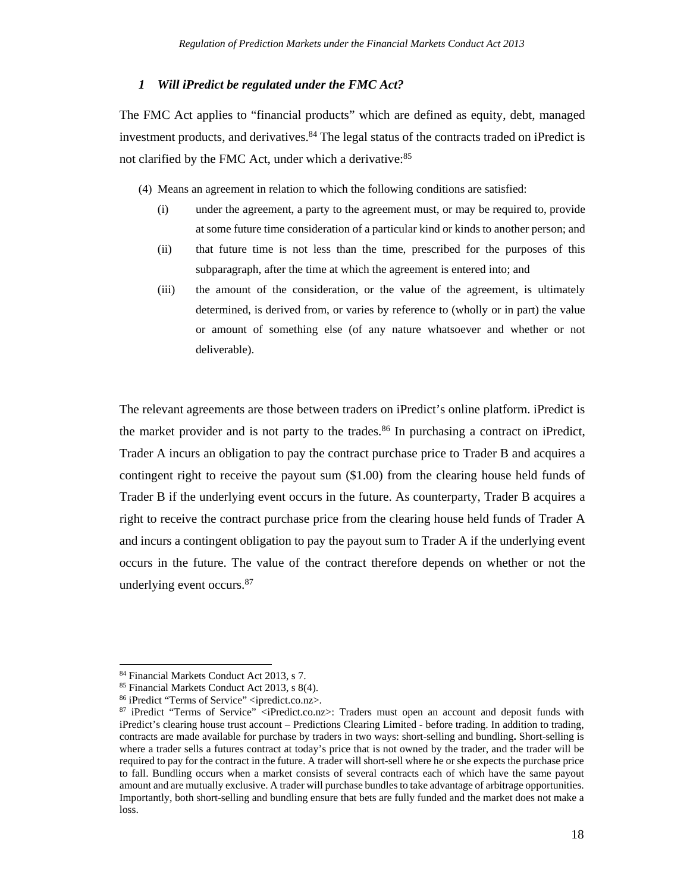### *1 Will iPredict be regulated under the FMC Act?*

The FMC Act applies to "financial products" which are defined as equity, debt, managed investment products, and derivatives.[84] The legal status of the contracts traded on iPredict is not clarified by the FMC Act, under which a derivative:[85]

> (4) Means an agreement in relation to which the following conditions are satisfied:
>
> (i) under the agreement, a party to the agreement must, or may be required to, provide at some future time consideration of a particular kind or kinds to another person; and
>
> (ii) that future time is not less than the time, prescribed for the purposes of this subparagraph, after the time at which the agreement is entered into; and
>
> (iii) the amount of the consideration, or the value of the agreement, is ultimately determined, is derived from, or varies by reference to (wholly or in part) the value or amount of something else (of any nature whatsoever and whether or not deliverable).

The relevant agreements are those between traders on iPredict's online platform. iPredict is the market provider and is not party to the trades.[86] In purchasing a contract on iPredict, Trader A incurs an obligation to pay the contract purchase price to Trader B and acquires a contingent right to receive the payout sum ($1.00) from the clearing house held funds of Trader B if the underlying event occurs in the future. As counterparty, Trader B acquires a right to receive the contract purchase price from the clearing house held funds of Trader A and incurs a contingent obligation to pay the payout sum to Trader A if the underlying event occurs in the future. The value of the contract therefore depends on whether or not the underlying event occurs.[87]

---

[84] Financial Markets Conduct Act 2013, s 7.

[85] Financial Markets Conduct Act 2013, s 8(4).

[86] iPredict "Terms of Service" <ipredict.co.nz>.

[87] iPredict "Terms of Service" <iPredict.co.nz>: Traders must open an account and deposit funds with iPredict's clearing house trust account – Predictions Clearing Limited - before trading. In addition to trading, contracts are made available for purchase by traders in two ways: short-selling and bundling**.** Short-selling is where a trader sells a futures contract at today's price that is not owned by the trader, and the trader will be required to pay for the contract in the future. A trader will short-sell where he or she expects the purchase price to fall. Bundling occurs when a market consists of several contracts each of which have the same payout amount and are mutually exclusive. A trader will purchase bundles to take advantage of arbitrage opportunities. Importantly, both short-selling and bundling ensure that bets are fully funded and the market does not make a loss.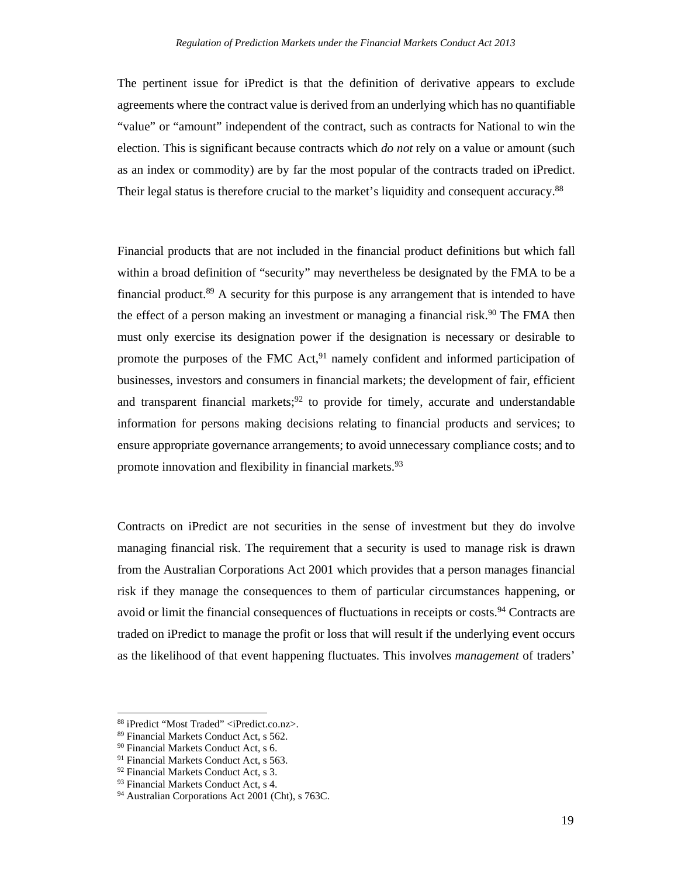The pertinent issue for iPredict is that the definition of derivative appears to exclude agreements where the contract value is derived from an underlying which has no quantifiable "value" or "amount" independent of the contract, such as contracts for National to win the election. This is significant because contracts which *do not* rely on a value or amount (such as an index or commodity) are by far the most popular of the contracts traded on iPredict. Their legal status is therefore crucial to the market's liquidity and consequent accuracy.[88]

Financial products that are not included in the financial product definitions but which fall within a broad definition of "security" may nevertheless be designated by the FMA to be a financial product.[89] A security for this purpose is any arrangement that is intended to have the effect of a person making an investment or managing a financial risk.[90] The FMA then must only exercise its designation power if the designation is necessary or desirable to promote the purposes of the FMC Act,[91] namely confident and informed participation of businesses, investors and consumers in financial markets; the development of fair, efficient and transparent financial markets;[92] to provide for timely, accurate and understandable information for persons making decisions relating to financial products and services; to ensure appropriate governance arrangements; to avoid unnecessary compliance costs; and to promote innovation and flexibility in financial markets.[93]

Contracts on iPredict are not securities in the sense of investment but they do involve managing financial risk. The requirement that a security is used to manage risk is drawn from the Australian Corporations Act 2001 which provides that a person manages financial risk if they manage the consequences to them of particular circumstances happening, or avoid or limit the financial consequences of fluctuations in receipts or costs.[94] Contracts are traded on iPredict to manage the profit or loss that will result if the underlying event occurs as the likelihood of that event happening fluctuates. This involves *management* of traders'

---

[88] iPredict "Most Traded" <iPredict.co.nz>.
[89] Financial Markets Conduct Act, s 562.
[90] Financial Markets Conduct Act, s 6.
[91] Financial Markets Conduct Act, s 563.
[92] Financial Markets Conduct Act, s 3.
[93] Financial Markets Conduct Act, s 4.
[94] Australian Corporations Act 2001 (Cht), s 763C.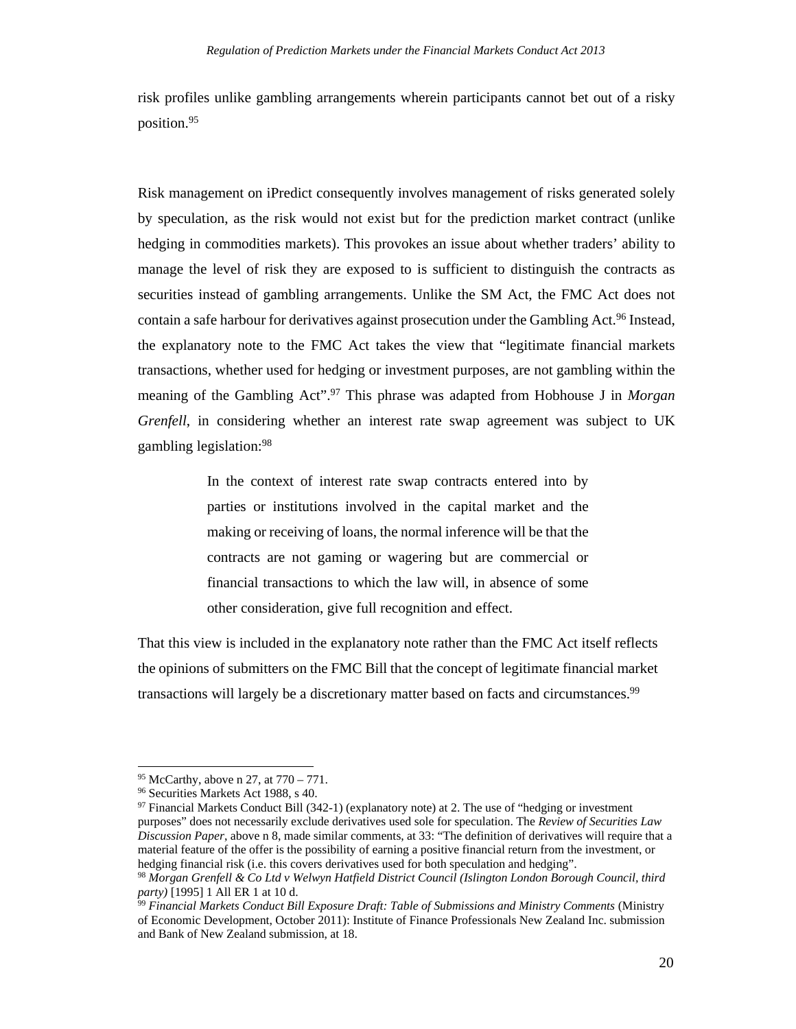risk profiles unlike gambling arrangements wherein participants cannot bet out of a risky position.[95]

Risk management on iPredict consequently involves management of risks generated solely by speculation, as the risk would not exist but for the prediction market contract (unlike hedging in commodities markets). This provokes an issue about whether traders' ability to manage the level of risk they are exposed to is sufficient to distinguish the contracts as securities instead of gambling arrangements. Unlike the SM Act, the FMC Act does not contain a safe harbour for derivatives against prosecution under the Gambling Act.[96] Instead, the explanatory note to the FMC Act takes the view that "legitimate financial markets transactions, whether used for hedging or investment purposes, are not gambling within the meaning of the Gambling Act".[97] This phrase was adapted from Hobhouse J in *Morgan Grenfell*, in considering whether an interest rate swap agreement was subject to UK gambling legislation:[98]

> In the context of interest rate swap contracts entered into by parties or institutions involved in the capital market and the making or receiving of loans, the normal inference will be that the contracts are not gaming or wagering but are commercial or financial transactions to which the law will, in absence of some other consideration, give full recognition and effect.

That this view is included in the explanatory note rather than the FMC Act itself reflects the opinions of submitters on the FMC Bill that the concept of legitimate financial market transactions will largely be a discretionary matter based on facts and circumstances.[99]

---

[95] McCarthy, above n 27, at 770 – 771.

[96] Securities Markets Act 1988, s 40.

[97] Financial Markets Conduct Bill (342-1) (explanatory note) at 2. The use of "hedging or investment purposes" does not necessarily exclude derivatives used sole for speculation. The *Review of Securities Law Discussion Paper*, above n 8, made similar comments, at 33: "The definition of derivatives will require that a material feature of the offer is the possibility of earning a positive financial return from the investment, or hedging financial risk (i.e. this covers derivatives used for both speculation and hedging".

[98] *Morgan Grenfell & Co Ltd v Welwyn Hatfield District Council (Islington London Borough Council, third party)* [1995] 1 All ER 1 at 10 d.

[99] *Financial Markets Conduct Bill Exposure Draft: Table of Submissions and Ministry Comments* (Ministry of Economic Development, October 2011): Institute of Finance Professionals New Zealand Inc. submission and Bank of New Zealand submission, at 18.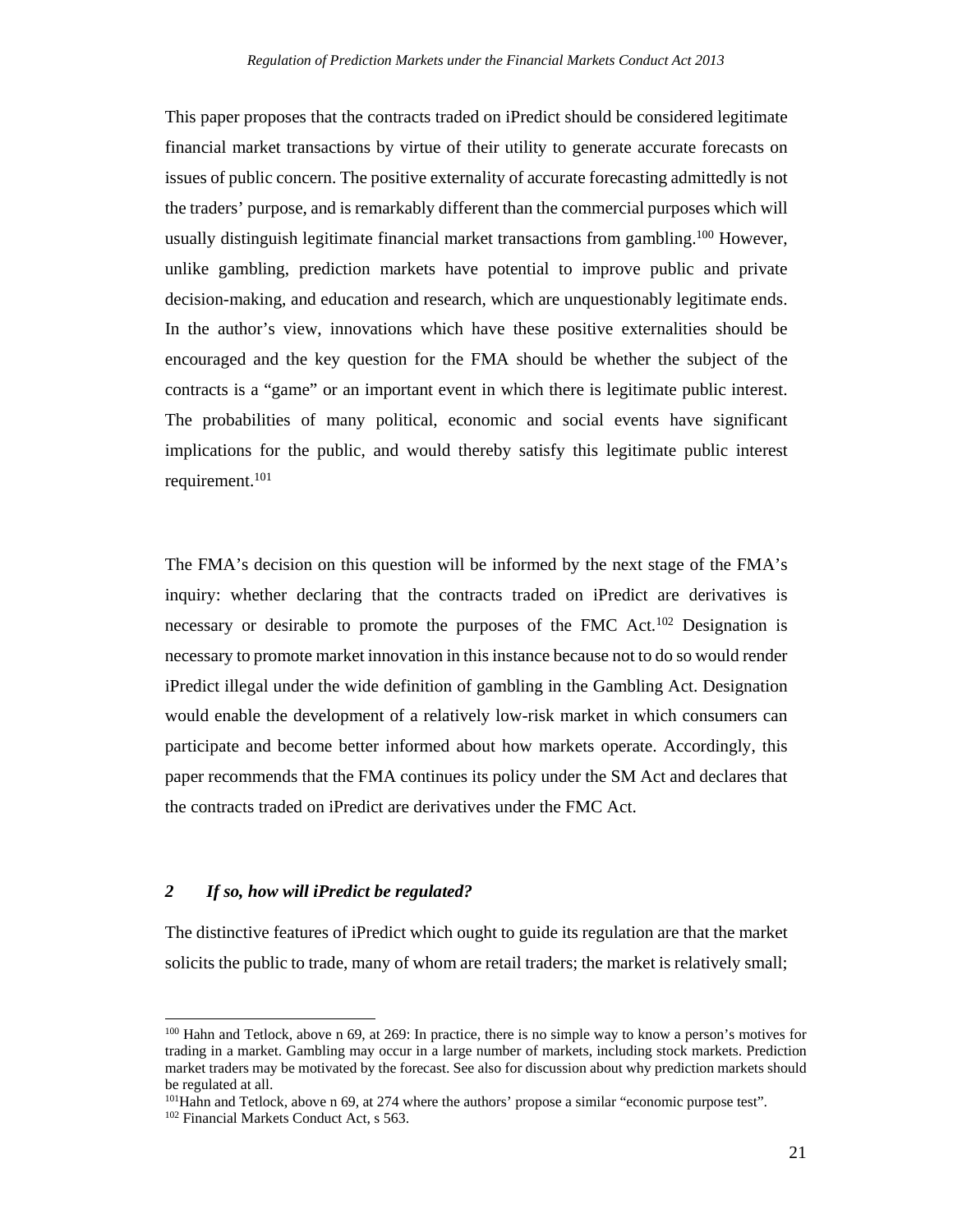This paper proposes that the contracts traded on iPredict should be considered legitimate financial market transactions by virtue of their utility to generate accurate forecasts on issues of public concern. The positive externality of accurate forecasting admittedly is not the traders' purpose, and is remarkably different than the commercial purposes which will usually distinguish legitimate financial market transactions from gambling.[100] However, unlike gambling, prediction markets have potential to improve public and private decision-making, and education and research, which are unquestionably legitimate ends. In the author's view, innovations which have these positive externalities should be encouraged and the key question for the FMA should be whether the subject of the contracts is a "game" or an important event in which there is legitimate public interest. The probabilities of many political, economic and social events have significant implications for the public, and would thereby satisfy this legitimate public interest requirement.[101]

The FMA's decision on this question will be informed by the next stage of the FMA's inquiry: whether declaring that the contracts traded on iPredict are derivatives is necessary or desirable to promote the purposes of the FMC Act.[102] Designation is necessary to promote market innovation in this instance because not to do so would render iPredict illegal under the wide definition of gambling in the Gambling Act. Designation would enable the development of a relatively low-risk market in which consumers can participate and become better informed about how markets operate. Accordingly, this paper recommends that the FMA continues its policy under the SM Act and declares that the contracts traded on iPredict are derivatives under the FMC Act.

### *2 If so, how will iPredict be regulated?*

The distinctive features of iPredict which ought to guide its regulation are that the market solicits the public to trade, many of whom are retail traders; the market is relatively small;

---

[100] Hahn and Tetlock, above n 69, at 269: In practice, there is no simple way to know a person's motives for trading in a market. Gambling may occur in a large number of markets, including stock markets. Prediction market traders may be motivated by the forecast. See also for discussion about why prediction markets should be regulated at all.

[101] Hahn and Tetlock, above n 69, at 274 where the authors' propose a similar "economic purpose test".

[102] Financial Markets Conduct Act, s 563.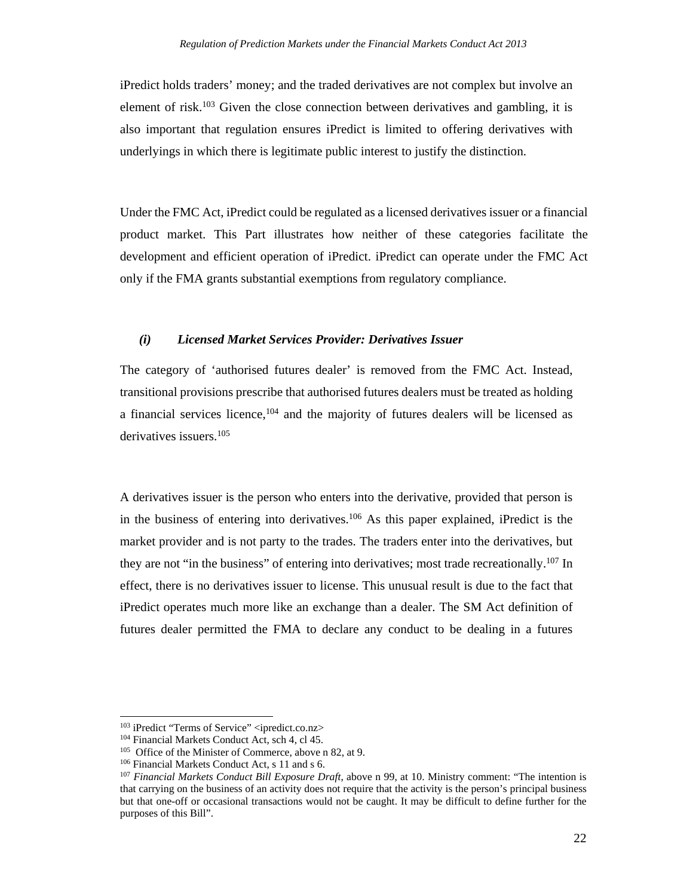iPredict holds traders' money; and the traded derivatives are not complex but involve an element of risk.[103] Given the close connection between derivatives and gambling, it is also important that regulation ensures iPredict is limited to offering derivatives with underlyings in which there is legitimate public interest to justify the distinction.

Under the FMC Act, iPredict could be regulated as a licensed derivatives issuer or a financial product market. This Part illustrates how neither of these categories facilitate the development and efficient operation of iPredict. iPredict can operate under the FMC Act only if the FMA grants substantial exemptions from regulatory compliance.

### *(i) Licensed Market Services Provider: Derivatives Issuer*

The category of 'authorised futures dealer' is removed from the FMC Act. Instead, transitional provisions prescribe that authorised futures dealers must be treated as holding a financial services licence,[104] and the majority of futures dealers will be licensed as derivatives issuers.[105]

A derivatives issuer is the person who enters into the derivative, provided that person is in the business of entering into derivatives.[106] As this paper explained, iPredict is the market provider and is not party to the trades. The traders enter into the derivatives, but they are not "in the business" of entering into derivatives; most trade recreationally.[107] In effect, there is no derivatives issuer to license. This unusual result is due to the fact that iPredict operates much more like an exchange than a dealer. The SM Act definition of futures dealer permitted the FMA to declare any conduct to be dealing in a futures

---

[103] iPredict "Terms of Service" <ipredict.co.nz>

[104] Financial Markets Conduct Act, sch 4, cl 45.

[105] Office of the Minister of Commerce, above n 82, at 9.

[106] Financial Markets Conduct Act, s 11 and s 6.

[107] *Financial Markets Conduct Bill Exposure Draft*, above n 99, at 10. Ministry comment: "The intention is that carrying on the business of an activity does not require that the activity is the person's principal business but that one-off or occasional transactions would not be caught. It may be difficult to define further for the purposes of this Bill".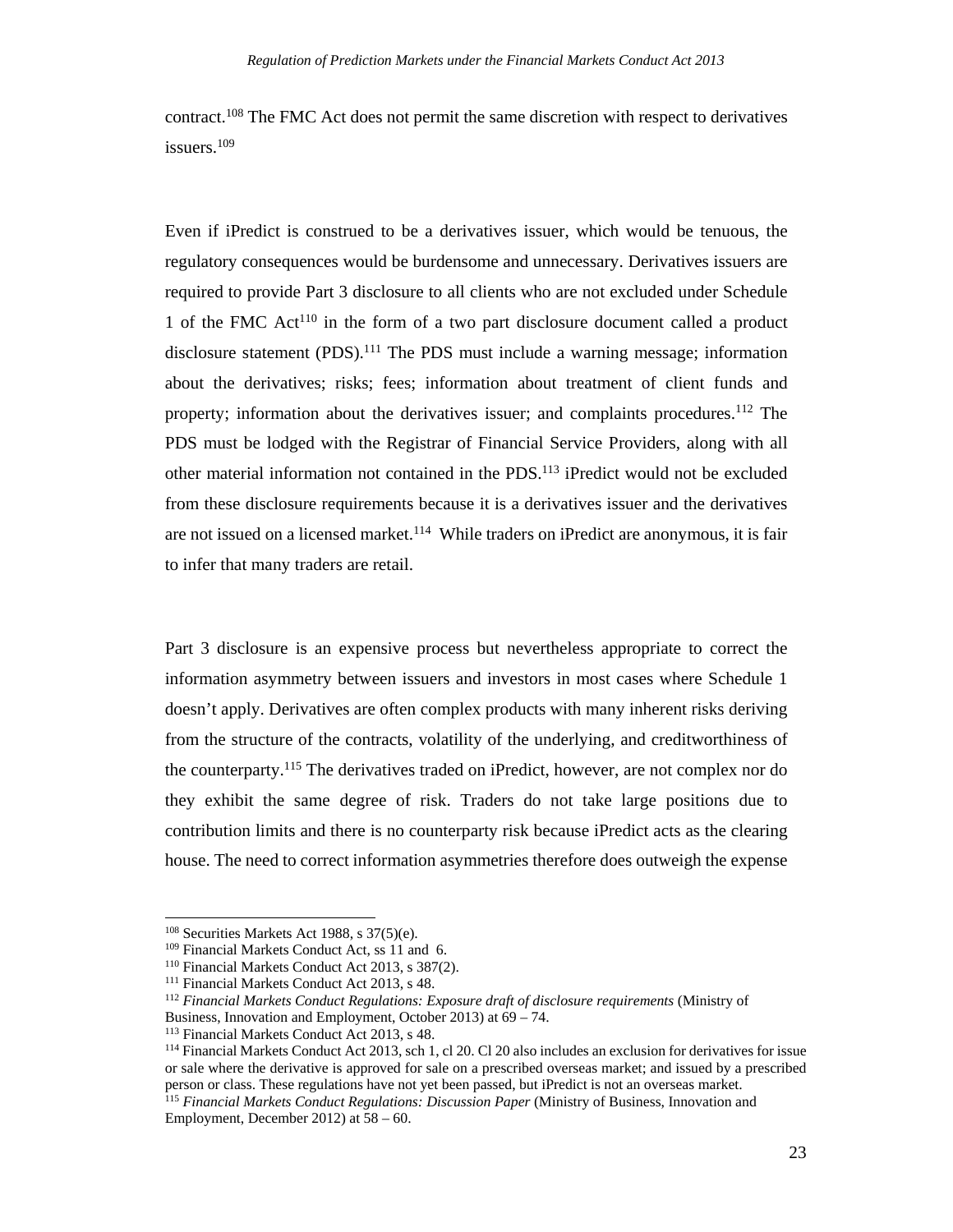contract.[108] The FMC Act does not permit the same discretion with respect to derivatives issuers.[109]

Even if iPredict is construed to be a derivatives issuer, which would be tenuous, the regulatory consequences would be burdensome and unnecessary. Derivatives issuers are required to provide Part 3 disclosure to all clients who are not excluded under Schedule 1 of the FMC Act[110] in the form of a two part disclosure document called a product disclosure statement (PDS).[111] The PDS must include a warning message; information about the derivatives; risks; fees; information about treatment of client funds and property; information about the derivatives issuer; and complaints procedures.[112] The PDS must be lodged with the Registrar of Financial Service Providers, along with all other material information not contained in the PDS.[113] iPredict would not be excluded from these disclosure requirements because it is a derivatives issuer and the derivatives are not issued on a licensed market.[114] While traders on iPredict are anonymous, it is fair to infer that many traders are retail.

Part 3 disclosure is an expensive process but nevertheless appropriate to correct the information asymmetry between issuers and investors in most cases where Schedule 1 doesn't apply. Derivatives are often complex products with many inherent risks deriving from the structure of the contracts, volatility of the underlying, and creditworthiness of the counterparty.[115] The derivatives traded on iPredict, however, are not complex nor do they exhibit the same degree of risk. Traders do not take large positions due to contribution limits and there is no counterparty risk because iPredict acts as the clearing house. The need to correct information asymmetries therefore does outweigh the expense

---

[108] Securities Markets Act 1988, s 37(5)(e).

[109] Financial Markets Conduct Act, ss 11 and 6.

[110] Financial Markets Conduct Act 2013, s 387(2).

[111] Financial Markets Conduct Act 2013, s 48.

[112] *Financial Markets Conduct Regulations: Exposure draft of disclosure requirements* (Ministry of Business, Innovation and Employment, October 2013) at 69 – 74.

[113] Financial Markets Conduct Act 2013, s 48.

[114] Financial Markets Conduct Act 2013, sch 1, cl 20. Cl 20 also includes an exclusion for derivatives for issue or sale where the derivative is approved for sale on a prescribed overseas market; and issued by a prescribed person or class. These regulations have not yet been passed, but iPredict is not an overseas market.

[115] *Financial Markets Conduct Regulations: Discussion Paper* (Ministry of Business, Innovation and Employment, December 2012) at 58 – 60.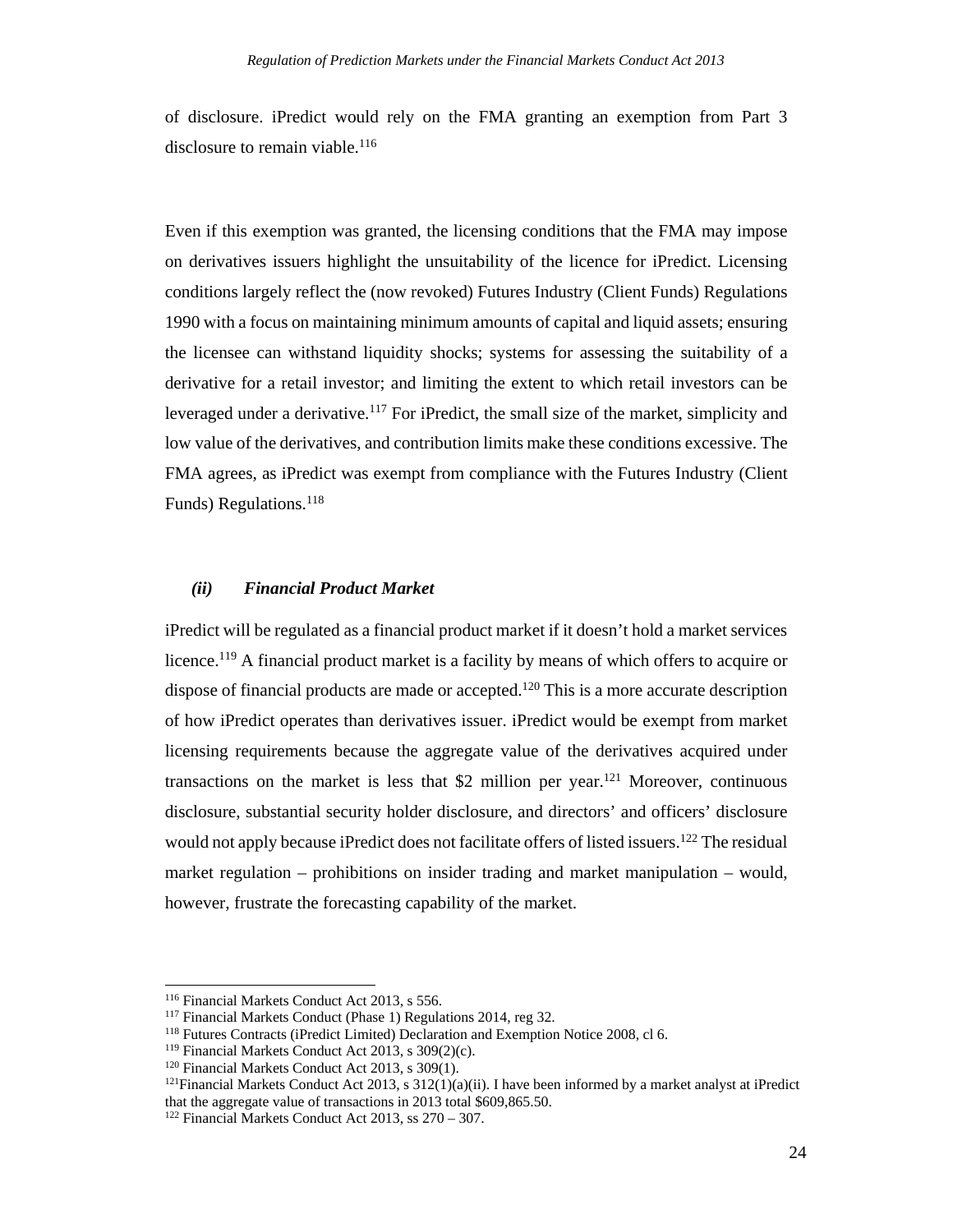of disclosure. iPredict would rely on the FMA granting an exemption from Part 3 disclosure to remain viable.[116]

Even if this exemption was granted, the licensing conditions that the FMA may impose on derivatives issuers highlight the unsuitability of the licence for iPredict. Licensing conditions largely reflect the (now revoked) Futures Industry (Client Funds) Regulations 1990 with a focus on maintaining minimum amounts of capital and liquid assets; ensuring the licensee can withstand liquidity shocks; systems for assessing the suitability of a derivative for a retail investor; and limiting the extent to which retail investors can be leveraged under a derivative.[117] For iPredict, the small size of the market, simplicity and low value of the derivatives, and contribution limits make these conditions excessive. The FMA agrees, as iPredict was exempt from compliance with the Futures Industry (Client Funds) Regulations.[118]

### *(ii) Financial Product Market*

iPredict will be regulated as a financial product market if it doesn't hold a market services licence.[119] A financial product market is a facility by means of which offers to acquire or dispose of financial products are made or accepted.[120] This is a more accurate description of how iPredict operates than derivatives issuer. iPredict would be exempt from market licensing requirements because the aggregate value of the derivatives acquired under transactions on the market is less that $2 million per year.[121] Moreover, continuous disclosure, substantial security holder disclosure, and directors' and officers' disclosure would not apply because iPredict does not facilitate offers of listed issuers.[122] The residual market regulation – prohibitions on insider trading and market manipulation – would, however, frustrate the forecasting capability of the market.

---

[116] Financial Markets Conduct Act 2013, s 556.

[117] Financial Markets Conduct (Phase 1) Regulations 2014, reg 32.

[118] Futures Contracts (iPredict Limited) Declaration and Exemption Notice 2008, cl 6.

[119] Financial Markets Conduct Act 2013, s 309(2)(c).

[120] Financial Markets Conduct Act 2013, s 309(1).

[121] Financial Markets Conduct Act 2013, s 312(1)(a)(ii). I have been informed by a market analyst at iPredict that the aggregate value of transactions in 2013 total $609,865.50.

[122] Financial Markets Conduct Act 2013, ss 270 – 307.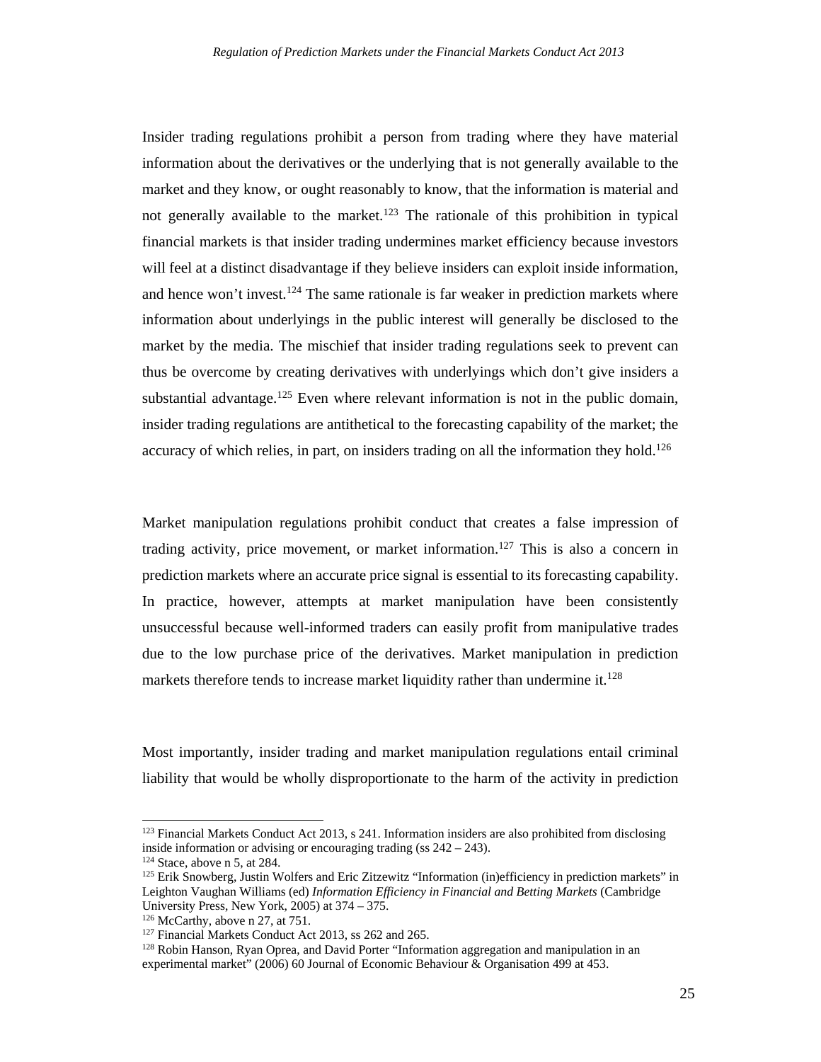Insider trading regulations prohibit a person from trading where they have material information about the derivatives or the underlying that is not generally available to the market and they know, or ought reasonably to know, that the information is material and not generally available to the market.[123] The rationale of this prohibition in typical financial markets is that insider trading undermines market efficiency because investors will feel at a distinct disadvantage if they believe insiders can exploit inside information, and hence won't invest.[124] The same rationale is far weaker in prediction markets where information about underlyings in the public interest will generally be disclosed to the market by the media. The mischief that insider trading regulations seek to prevent can thus be overcome by creating derivatives with underlyings which don't give insiders a substantial advantage.[125] Even where relevant information is not in the public domain, insider trading regulations are antithetical to the forecasting capability of the market; the accuracy of which relies, in part, on insiders trading on all the information they hold.[126]

Market manipulation regulations prohibit conduct that creates a false impression of trading activity, price movement, or market information.[127] This is also a concern in prediction markets where an accurate price signal is essential to its forecasting capability. In practice, however, attempts at market manipulation have been consistently unsuccessful because well-informed traders can easily profit from manipulative trades due to the low purchase price of the derivatives. Market manipulation in prediction markets therefore tends to increase market liquidity rather than undermine it.[128]

Most importantly, insider trading and market manipulation regulations entail criminal liability that would be wholly disproportionate to the harm of the activity in prediction

---

[123] Financial Markets Conduct Act 2013, s 241. Information insiders are also prohibited from disclosing inside information or advising or encouraging trading (ss 242 – 243).

[124] Stace, above n 5, at 284.

[125] Erik Snowberg, Justin Wolfers and Eric Zitzewitz "Information (in)efficiency in prediction markets" in Leighton Vaughan Williams (ed) *Information Efficiency in Financial and Betting Markets* (Cambridge University Press, New York, 2005) at 374 – 375.

[126] McCarthy, above n 27, at 751.

[127] Financial Markets Conduct Act 2013, ss 262 and 265.

[128] Robin Hanson, Ryan Oprea, and David Porter "Information aggregation and manipulation in an experimental market" (2006) 60 Journal of Economic Behaviour & Organisation 499 at 453.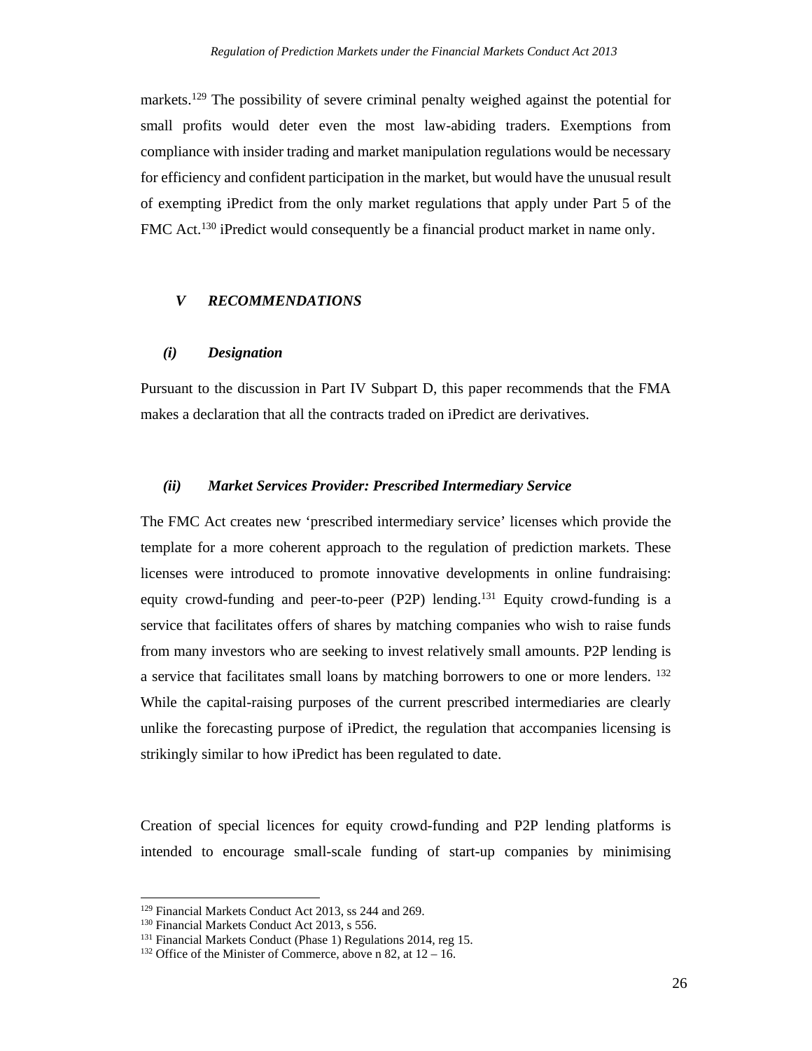markets.[129] The possibility of severe criminal penalty weighed against the potential for small profits would deter even the most law-abiding traders. Exemptions from compliance with insider trading and market manipulation regulations would be necessary for efficiency and confident participation in the market, but would have the unusual result of exempting iPredict from the only market regulations that apply under Part 5 of the FMC Act.[130] iPredict would consequently be a financial product market in name only.

## *V RECOMMENDATIONS*

### *(i) Designation*

Pursuant to the discussion in Part IV Subpart D, this paper recommends that the FMA makes a declaration that all the contracts traded on iPredict are derivatives.

### *(ii) Market Services Provider: Prescribed Intermediary Service*

The FMC Act creates new 'prescribed intermediary service' licenses which provide the template for a more coherent approach to the regulation of prediction markets. These licenses were introduced to promote innovative developments in online fundraising: equity crowd-funding and peer-to-peer (P2P) lending.[131] Equity crowd-funding is a service that facilitates offers of shares by matching companies who wish to raise funds from many investors who are seeking to invest relatively small amounts. P2P lending is a service that facilitates small loans by matching borrowers to one or more lenders. [132] While the capital-raising purposes of the current prescribed intermediaries are clearly unlike the forecasting purpose of iPredict, the regulation that accompanies licensing is strikingly similar to how iPredict has been regulated to date.

Creation of special licences for equity crowd-funding and P2P lending platforms is intended to encourage small-scale funding of start-up companies by minimising

---

[129] Financial Markets Conduct Act 2013, ss 244 and 269.
[130] Financial Markets Conduct Act 2013, s 556.
[131] Financial Markets Conduct (Phase 1) Regulations 2014, reg 15.
[132] Office of the Minister of Commerce, above n 82, at 12 – 16.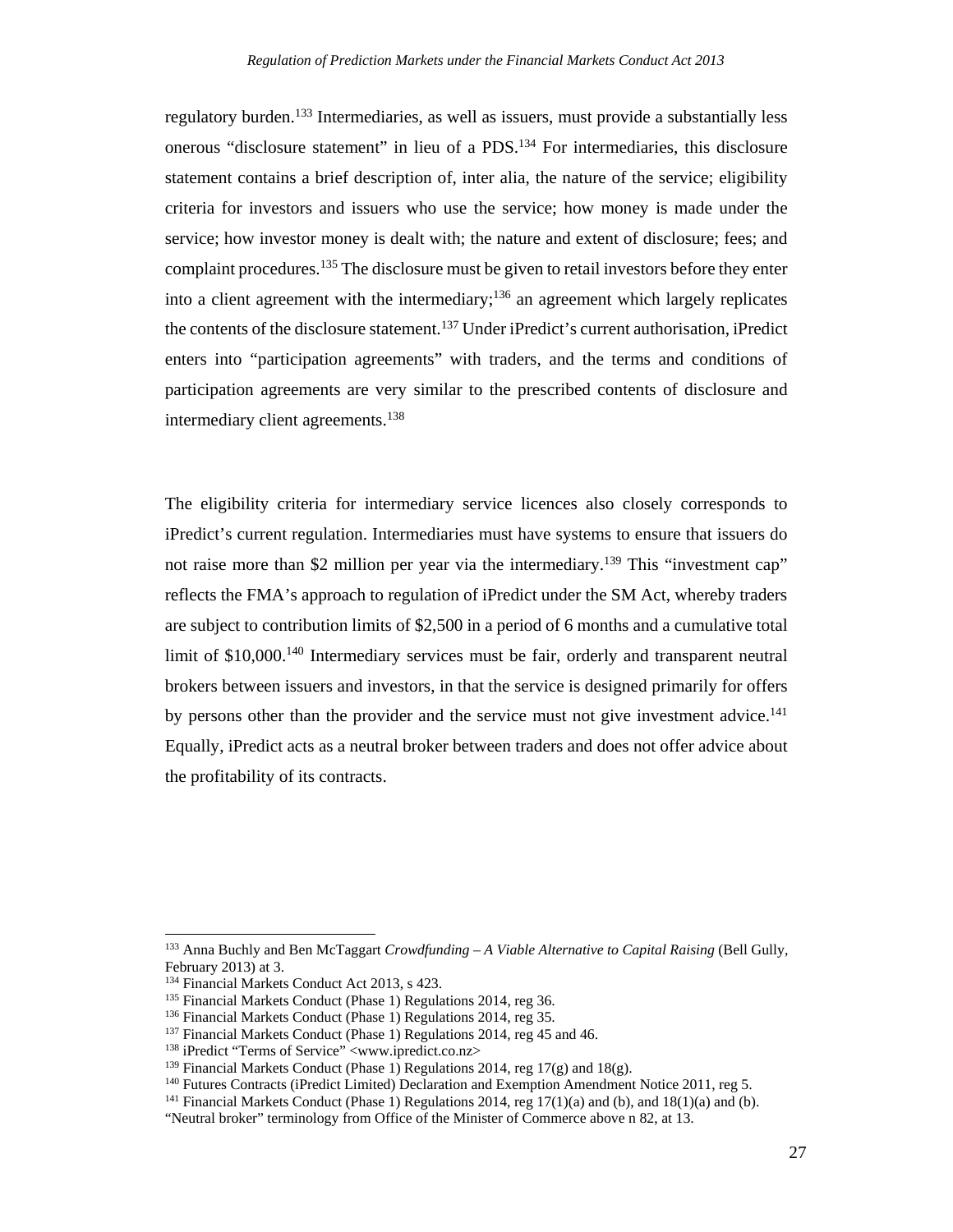regulatory burden.[133] Intermediaries, as well as issuers, must provide a substantially less onerous "disclosure statement" in lieu of a PDS.[134] For intermediaries, this disclosure statement contains a brief description of, inter alia, the nature of the service; eligibility criteria for investors and issuers who use the service; how money is made under the service; how investor money is dealt with; the nature and extent of disclosure; fees; and complaint procedures.[135] The disclosure must be given to retail investors before they enter into a client agreement with the intermediary;[136] an agreement which largely replicates the contents of the disclosure statement.[137] Under iPredict's current authorisation, iPredict enters into "participation agreements" with traders, and the terms and conditions of participation agreements are very similar to the prescribed contents of disclosure and intermediary client agreements.[138]

The eligibility criteria for intermediary service licences also closely corresponds to iPredict's current regulation. Intermediaries must have systems to ensure that issuers do not raise more than $2 million per year via the intermediary.[139] This "investment cap" reflects the FMA's approach to regulation of iPredict under the SM Act, whereby traders are subject to contribution limits of $2,500 in a period of 6 months and a cumulative total limit of $10,000.[140] Intermediary services must be fair, orderly and transparent neutral brokers between issuers and investors, in that the service is designed primarily for offers by persons other than the provider and the service must not give investment advice.[141] Equally, iPredict acts as a neutral broker between traders and does not offer advice about the profitability of its contracts.

---

[133] Anna Buchly and Ben McTaggart *Crowdfunding – A Viable Alternative to Capital Raising* (Bell Gully, February 2013) at 3.

[134] Financial Markets Conduct Act 2013, s 423.

[135] Financial Markets Conduct (Phase 1) Regulations 2014, reg 36.

[136] Financial Markets Conduct (Phase 1) Regulations 2014, reg 35.

[137] Financial Markets Conduct (Phase 1) Regulations 2014, reg 45 and 46.

[138] iPredict "Terms of Service" <www.ipredict.co.nz>

[139] Financial Markets Conduct (Phase 1) Regulations 2014, reg 17(g) and 18(g).

[140] Futures Contracts (iPredict Limited) Declaration and Exemption Amendment Notice 2011, reg 5.

[141] Financial Markets Conduct (Phase 1) Regulations 2014, reg 17(1)(a) and (b), and 18(1)(a) and (b). "Neutral broker" terminology from Office of the Minister of Commerce above n 82, at 13.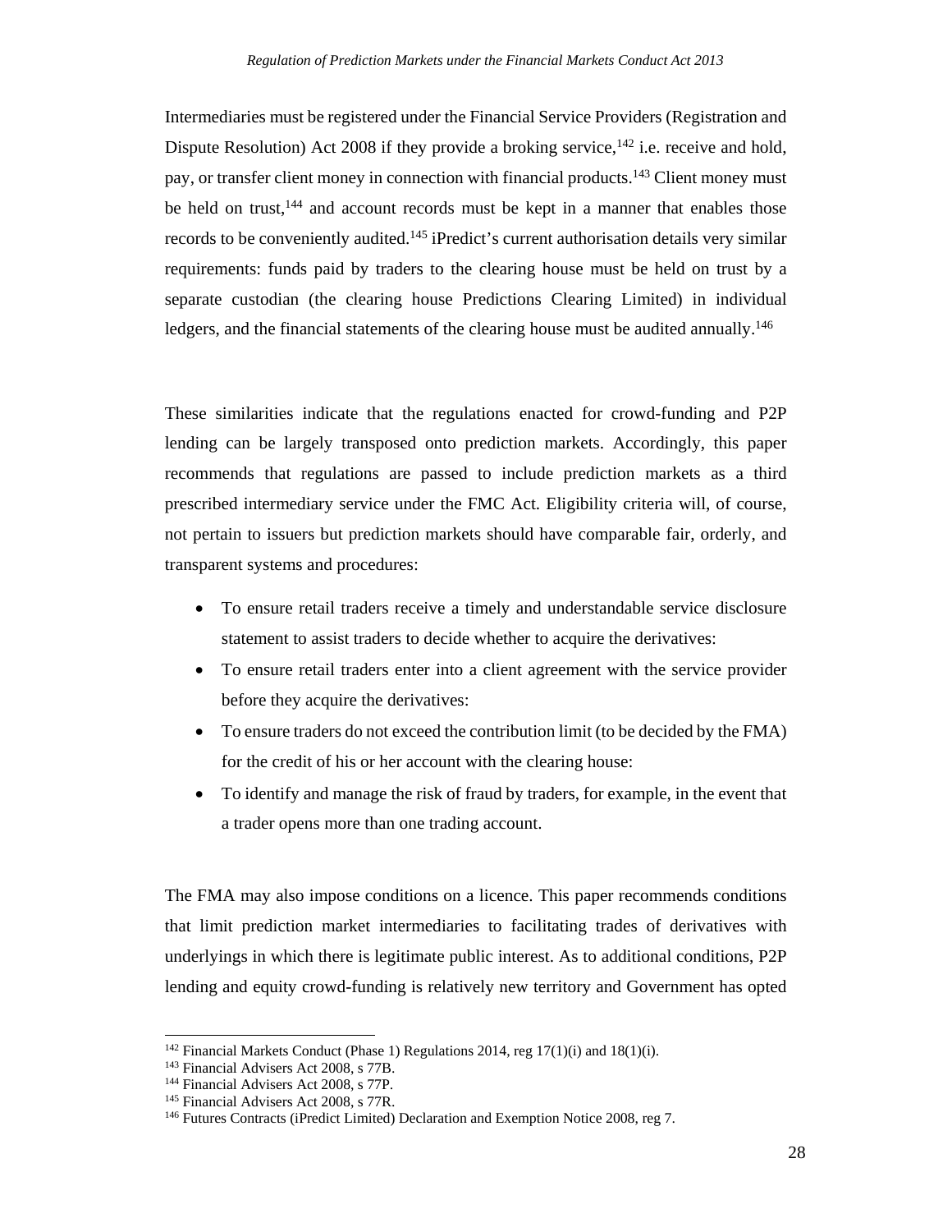Intermediaries must be registered under the Financial Service Providers (Registration and Dispute Resolution) Act 2008 if they provide a broking service,[142] i.e. receive and hold, pay, or transfer client money in connection with financial products.[143] Client money must be held on trust,[144] and account records must be kept in a manner that enables those records to be conveniently audited.[145] iPredict's current authorisation details very similar requirements: funds paid by traders to the clearing house must be held on trust by a separate custodian (the clearing house Predictions Clearing Limited) in individual ledgers, and the financial statements of the clearing house must be audited annually.[146]

These similarities indicate that the regulations enacted for crowd-funding and P2P lending can be largely transposed onto prediction markets. Accordingly, this paper recommends that regulations are passed to include prediction markets as a third prescribed intermediary service under the FMC Act. Eligibility criteria will, of course, not pertain to issuers but prediction markets should have comparable fair, orderly, and transparent systems and procedures:

- To ensure retail traders receive a timely and understandable service disclosure statement to assist traders to decide whether to acquire the derivatives:
- To ensure retail traders enter into a client agreement with the service provider before they acquire the derivatives:
- To ensure traders do not exceed the contribution limit (to be decided by the FMA) for the credit of his or her account with the clearing house:
- To identify and manage the risk of fraud by traders, for example, in the event that a trader opens more than one trading account.

The FMA may also impose conditions on a licence. This paper recommends conditions that limit prediction market intermediaries to facilitating trades of derivatives with underlyings in which there is legitimate public interest. As to additional conditions, P2P lending and equity crowd-funding is relatively new territory and Government has opted

---

[142] Financial Markets Conduct (Phase 1) Regulations 2014, reg 17(1)(i) and 18(1)(i).
[143] Financial Advisers Act 2008, s 77B.
[144] Financial Advisers Act 2008, s 77P.
[145] Financial Advisers Act 2008, s 77R.
[146] Futures Contracts (iPredict Limited) Declaration and Exemption Notice 2008, reg 7.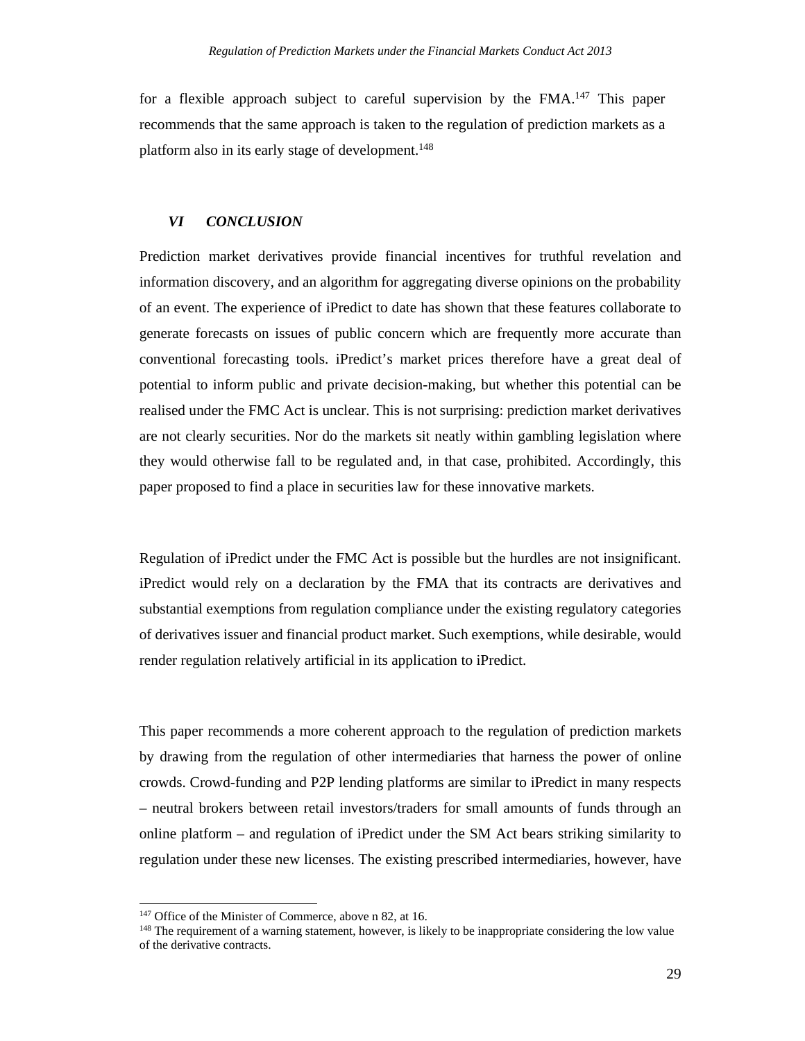for a flexible approach subject to careful supervision by the FMA.[147] This paper recommends that the same approach is taken to the regulation of prediction markets as a platform also in its early stage of development.[148]

## *VI CONCLUSION*

Prediction market derivatives provide financial incentives for truthful revelation and information discovery, and an algorithm for aggregating diverse opinions on the probability of an event. The experience of iPredict to date has shown that these features collaborate to generate forecasts on issues of public concern which are frequently more accurate than conventional forecasting tools. iPredict's market prices therefore have a great deal of potential to inform public and private decision-making, but whether this potential can be realised under the FMC Act is unclear. This is not surprising: prediction market derivatives are not clearly securities. Nor do the markets sit neatly within gambling legislation where they would otherwise fall to be regulated and, in that case, prohibited. Accordingly, this paper proposed to find a place in securities law for these innovative markets.

Regulation of iPredict under the FMC Act is possible but the hurdles are not insignificant. iPredict would rely on a declaration by the FMA that its contracts are derivatives and substantial exemptions from regulation compliance under the existing regulatory categories of derivatives issuer and financial product market. Such exemptions, while desirable, would render regulation relatively artificial in its application to iPredict.

This paper recommends a more coherent approach to the regulation of prediction markets by drawing from the regulation of other intermediaries that harness the power of online crowds. Crowd-funding and P2P lending platforms are similar to iPredict in many respects – neutral brokers between retail investors/traders for small amounts of funds through an online platform – and regulation of iPredict under the SM Act bears striking similarity to regulation under these new licenses. The existing prescribed intermediaries, however, have

---

[147] Office of the Minister of Commerce, above n 82, at 16.

[148] The requirement of a warning statement, however, is likely to be inappropriate considering the low value of the derivative contracts.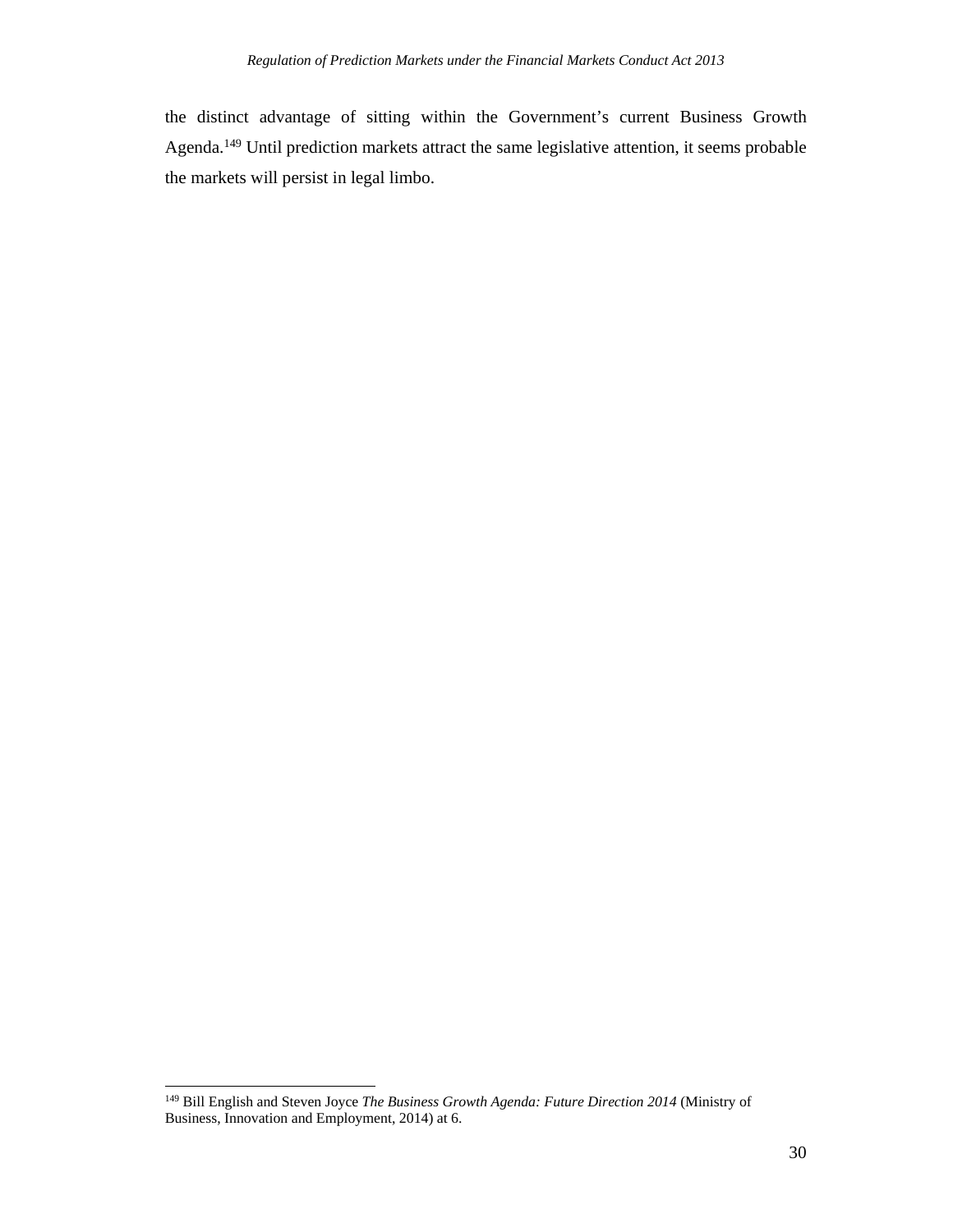the distinct advantage of sitting within the Government's current Business Growth Agenda.[149] Until prediction markets attract the same legislative attention, it seems probable the markets will persist in legal limbo.

---

[149] Bill English and Steven Joyce *The Business Growth Agenda: Future Direction 2014* (Ministry of Business, Innovation and Employment, 2014) at 6.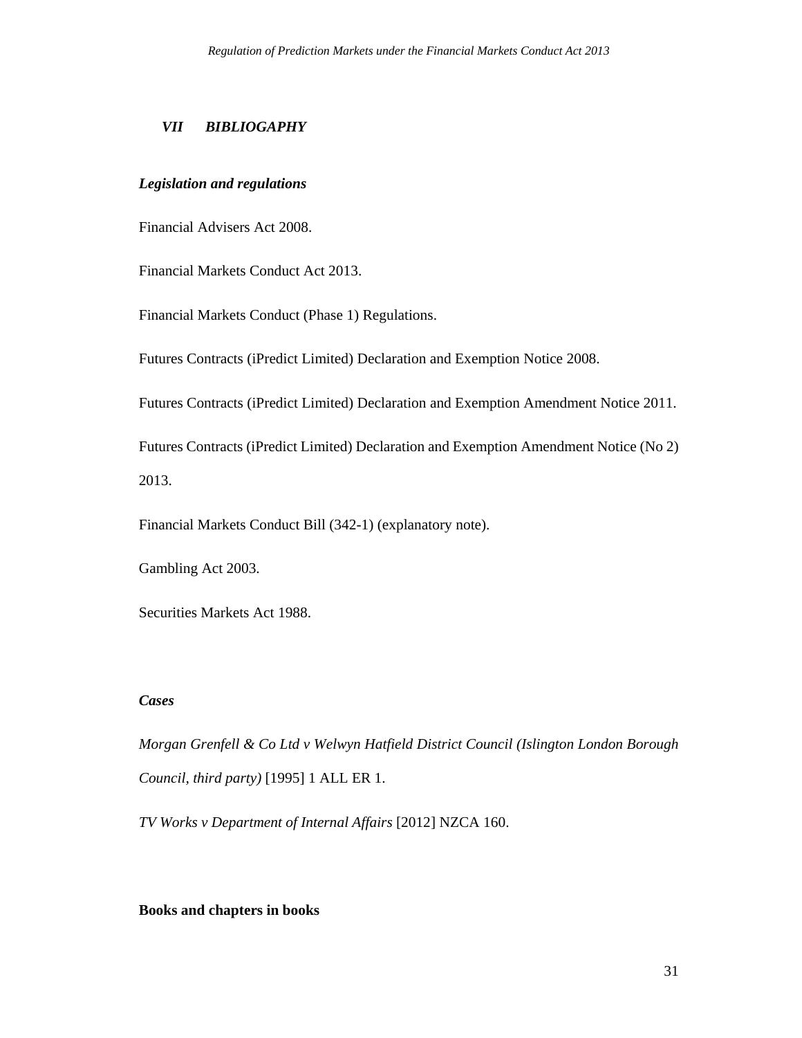## *VII BIBLIOGAPHY*

### ***Legislation and regulations***

Financial Advisers Act 2008.

Financial Markets Conduct Act 2013.

Financial Markets Conduct (Phase 1) Regulations.

Futures Contracts (iPredict Limited) Declaration and Exemption Notice 2008.

Futures Contracts (iPredict Limited) Declaration and Exemption Amendment Notice 2011.

Futures Contracts (iPredict Limited) Declaration and Exemption Amendment Notice (No 2) 2013.

Financial Markets Conduct Bill (342-1) (explanatory note).

Gambling Act 2003.

Securities Markets Act 1988.

### ***Cases***

*Morgan Grenfell & Co Ltd v Welwyn Hatfield District Council (Islington London Borough Council, third party)* [1995] 1 ALL ER 1.

*TV Works v Department of Internal Affairs* [2012] NZCA 160.

### **Books and chapters in books**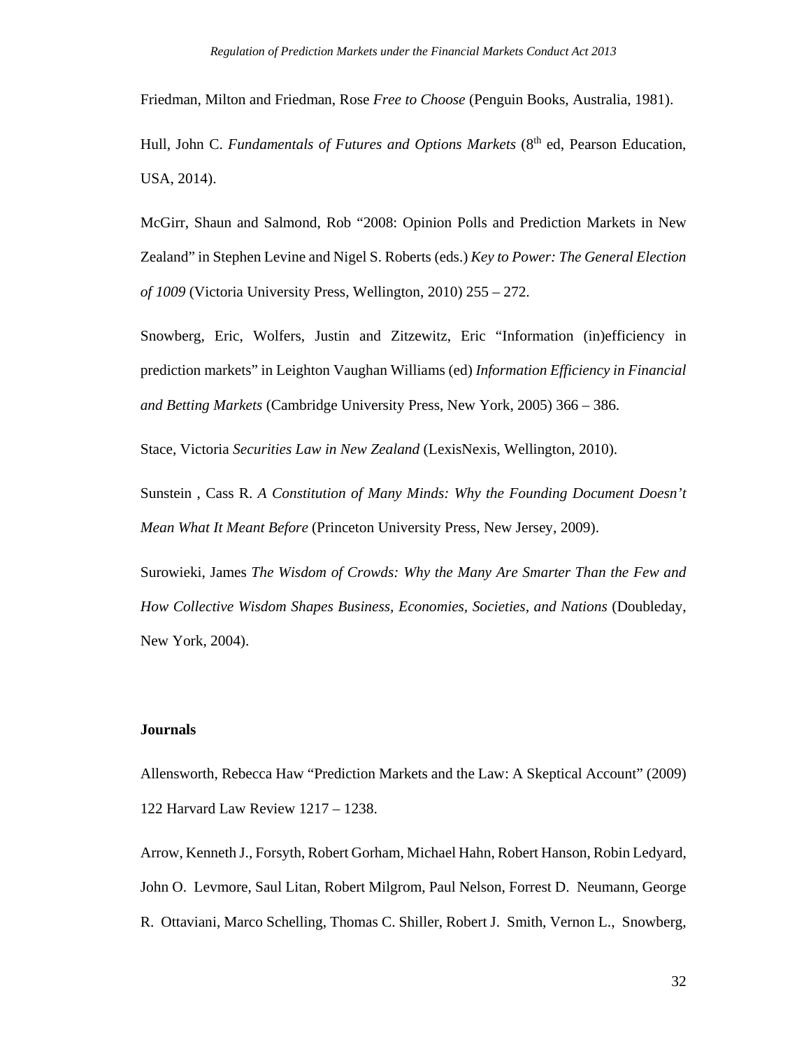Friedman, Milton and Friedman, Rose *Free to Choose* (Penguin Books, Australia, 1981).

Hull, John C. *Fundamentals of Futures and Options Markets* (8th ed, Pearson Education, USA, 2014).

McGirr, Shaun and Salmond, Rob "2008: Opinion Polls and Prediction Markets in New Zealand" in Stephen Levine and Nigel S. Roberts (eds.) *Key to Power: The General Election of 1009* (Victoria University Press, Wellington, 2010) 255 – 272.

Snowberg, Eric, Wolfers, Justin and Zitzewitz, Eric "Information (in)efficiency in prediction markets" in Leighton Vaughan Williams (ed) *Information Efficiency in Financial and Betting Markets* (Cambridge University Press, New York, 2005) 366 – 386.

Stace, Victoria *Securities Law in New Zealand* (LexisNexis, Wellington, 2010).

Sunstein , Cass R. *A Constitution of Many Minds: Why the Founding Document Doesn't Mean What It Meant Before* (Princeton University Press, New Jersey, 2009).

Surowieki, James *The Wisdom of Crowds: Why the Many Are Smarter Than the Few and How Collective Wisdom Shapes Business, Economies, Societies, and Nations* (Doubleday, New York, 2004).

**Journals**

Allensworth, Rebecca Haw "Prediction Markets and the Law: A Skeptical Account" (2009) 122 Harvard Law Review 1217 – 1238.

Arrow, Kenneth J., Forsyth, Robert Gorham, Michael Hahn, Robert Hanson, Robin Ledyard, John O. Levmore, Saul Litan, Robert Milgrom, Paul Nelson, Forrest D. Neumann, George R. Ottaviani, Marco Schelling, Thomas C. Shiller, Robert J. Smith, Vernon L., Snowberg,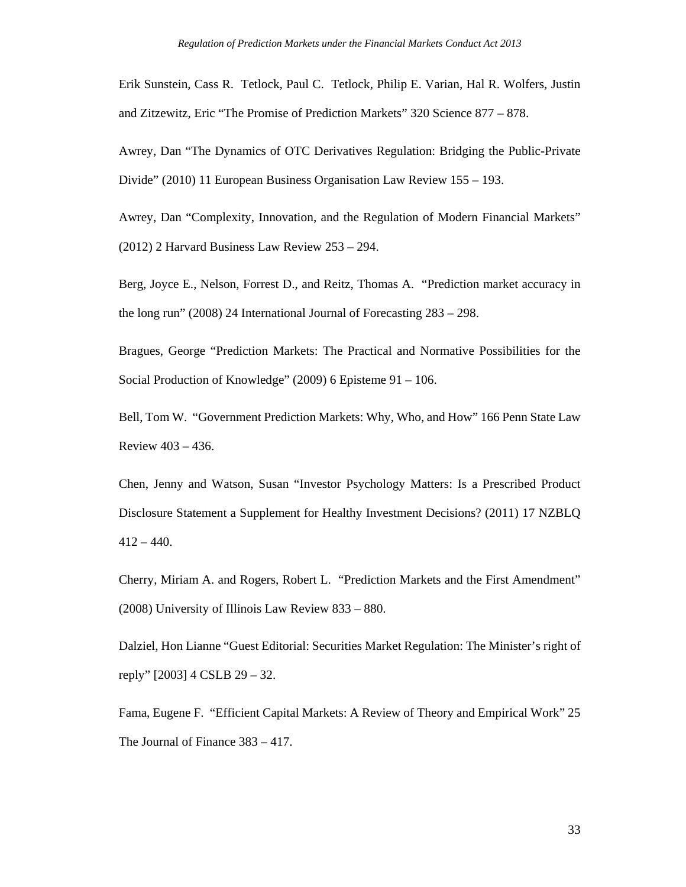Erik Sunstein, Cass R. Tetlock, Paul C. Tetlock, Philip E. Varian, Hal R. Wolfers, Justin and Zitzewitz, Eric "The Promise of Prediction Markets" 320 Science 877 – 878.

Awrey, Dan "The Dynamics of OTC Derivatives Regulation: Bridging the Public-Private Divide" (2010) 11 European Business Organisation Law Review 155 – 193.

Awrey, Dan "Complexity, Innovation, and the Regulation of Modern Financial Markets" (2012) 2 Harvard Business Law Review 253 – 294.

Berg, Joyce E., Nelson, Forrest D., and Reitz, Thomas A. "Prediction market accuracy in the long run" (2008) 24 International Journal of Forecasting 283 – 298.

Bragues, George "Prediction Markets: The Practical and Normative Possibilities for the Social Production of Knowledge" (2009) 6 Episteme 91 – 106.

Bell, Tom W. "Government Prediction Markets: Why, Who, and How" 166 Penn State Law Review 403 – 436.

Chen, Jenny and Watson, Susan "Investor Psychology Matters: Is a Prescribed Product Disclosure Statement a Supplement for Healthy Investment Decisions? (2011) 17 NZBLQ 412 – 440.

Cherry, Miriam A. and Rogers, Robert L. "Prediction Markets and the First Amendment" (2008) University of Illinois Law Review 833 – 880.

Dalziel, Hon Lianne "Guest Editorial: Securities Market Regulation: The Minister's right of reply" [2003] 4 CSLB 29 – 32.

Fama, Eugene F. "Efficient Capital Markets: A Review of Theory and Empirical Work" 25 The Journal of Finance 383 – 417.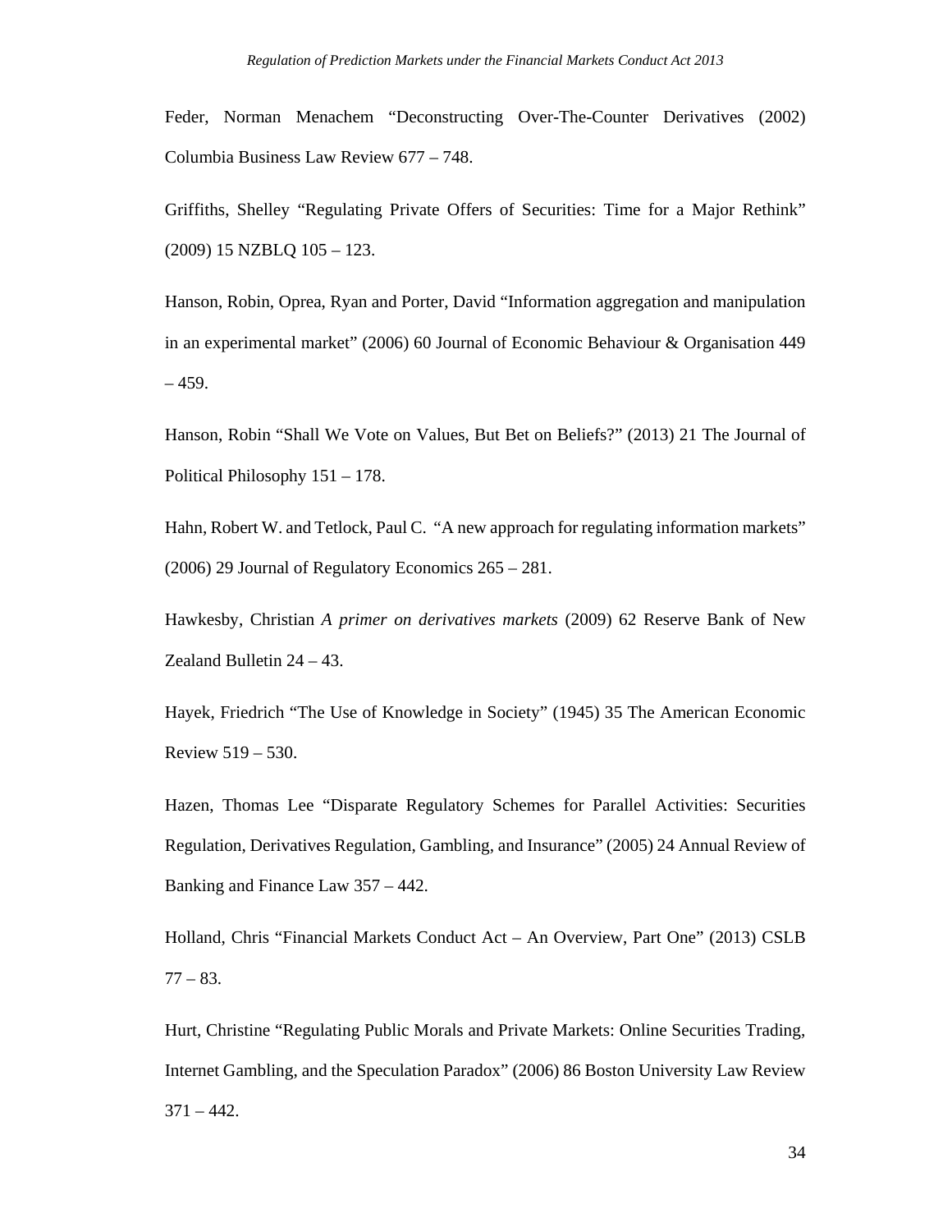Feder, Norman Menachem "Deconstructing Over-The-Counter Derivatives (2002) Columbia Business Law Review 677 – 748.

Griffiths, Shelley "Regulating Private Offers of Securities: Time for a Major Rethink" (2009) 15 NZBLQ 105 – 123.

Hanson, Robin, Oprea, Ryan and Porter, David "Information aggregation and manipulation in an experimental market" (2006) 60 Journal of Economic Behaviour & Organisation 449 – 459.

Hanson, Robin "Shall We Vote on Values, But Bet on Beliefs?" (2013) 21 The Journal of Political Philosophy 151 – 178.

Hahn, Robert W. and Tetlock, Paul C. "A new approach for regulating information markets" (2006) 29 Journal of Regulatory Economics 265 – 281.

Hawkesby, Christian *A primer on derivatives markets* (2009) 62 Reserve Bank of New Zealand Bulletin 24 – 43.

Hayek, Friedrich "The Use of Knowledge in Society" (1945) 35 The American Economic Review 519 – 530.

Hazen, Thomas Lee "Disparate Regulatory Schemes for Parallel Activities: Securities Regulation, Derivatives Regulation, Gambling, and Insurance" (2005) 24 Annual Review of Banking and Finance Law 357 – 442.

Holland, Chris "Financial Markets Conduct Act – An Overview, Part One" (2013) CSLB 77 – 83.

Hurt, Christine "Regulating Public Morals and Private Markets: Online Securities Trading, Internet Gambling, and the Speculation Paradox" (2006) 86 Boston University Law Review 371 – 442.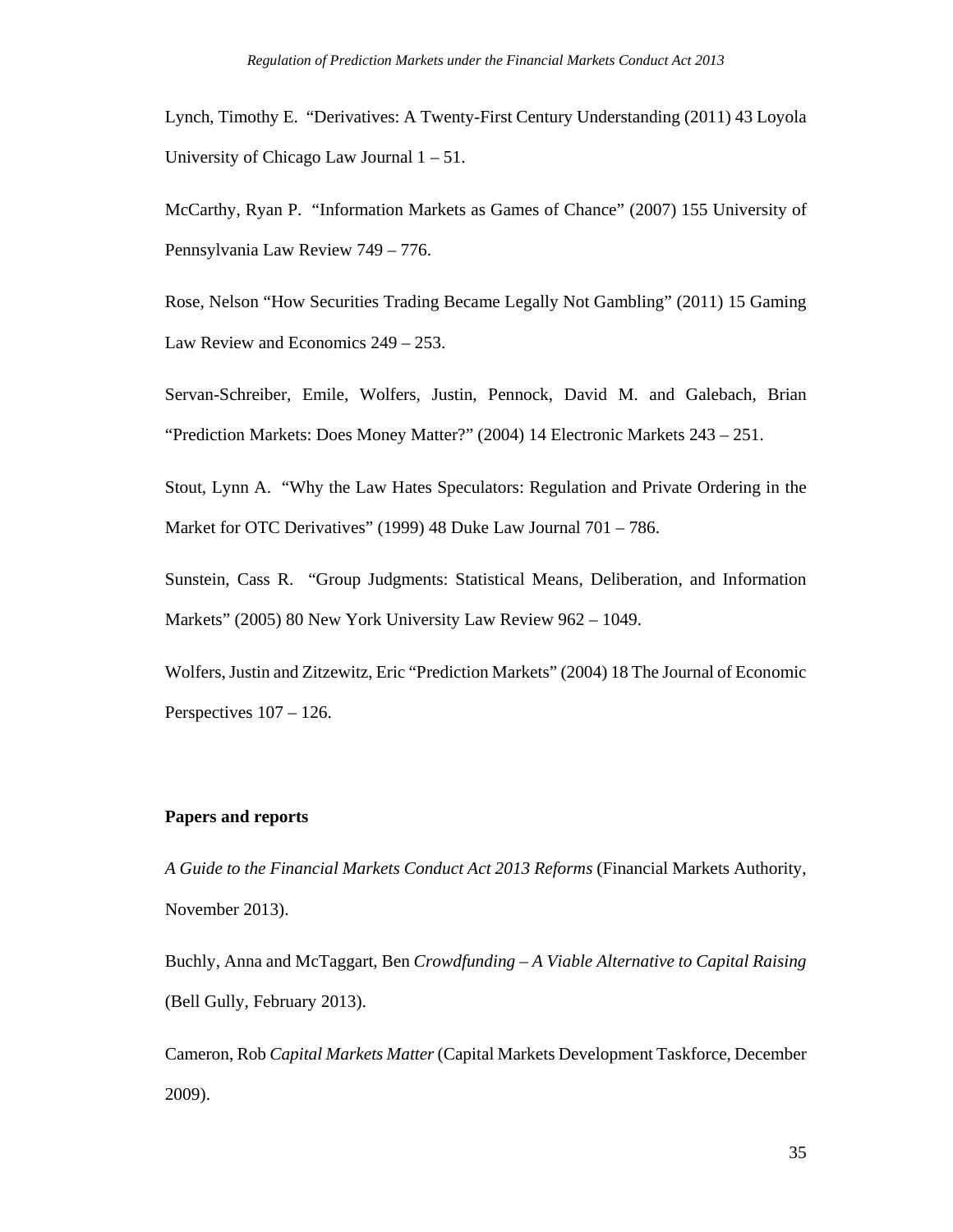Lynch, Timothy E. "Derivatives: A Twenty-First Century Understanding (2011) 43 Loyola University of Chicago Law Journal 1 – 51.

McCarthy, Ryan P. "Information Markets as Games of Chance" (2007) 155 University of Pennsylvania Law Review 749 – 776.

Rose, Nelson "How Securities Trading Became Legally Not Gambling" (2011) 15 Gaming Law Review and Economics 249 – 253.

Servan-Schreiber, Emile, Wolfers, Justin, Pennock, David M. and Galebach, Brian "Prediction Markets: Does Money Matter?" (2004) 14 Electronic Markets 243 – 251.

Stout, Lynn A. "Why the Law Hates Speculators: Regulation and Private Ordering in the Market for OTC Derivatives" (1999) 48 Duke Law Journal 701 – 786.

Sunstein, Cass R. "Group Judgments: Statistical Means, Deliberation, and Information Markets" (2005) 80 New York University Law Review 962 – 1049.

Wolfers, Justin and Zitzewitz, Eric "Prediction Markets" (2004) 18 The Journal of Economic Perspectives 107 – 126.

**Papers and reports**

*A Guide to the Financial Markets Conduct Act 2013 Reforms* (Financial Markets Authority, November 2013).

Buchly, Anna and McTaggart, Ben *Crowdfunding – A Viable Alternative to Capital Raising* (Bell Gully, February 2013).

Cameron, Rob *Capital Markets Matter* (Capital Markets Development Taskforce, December 2009).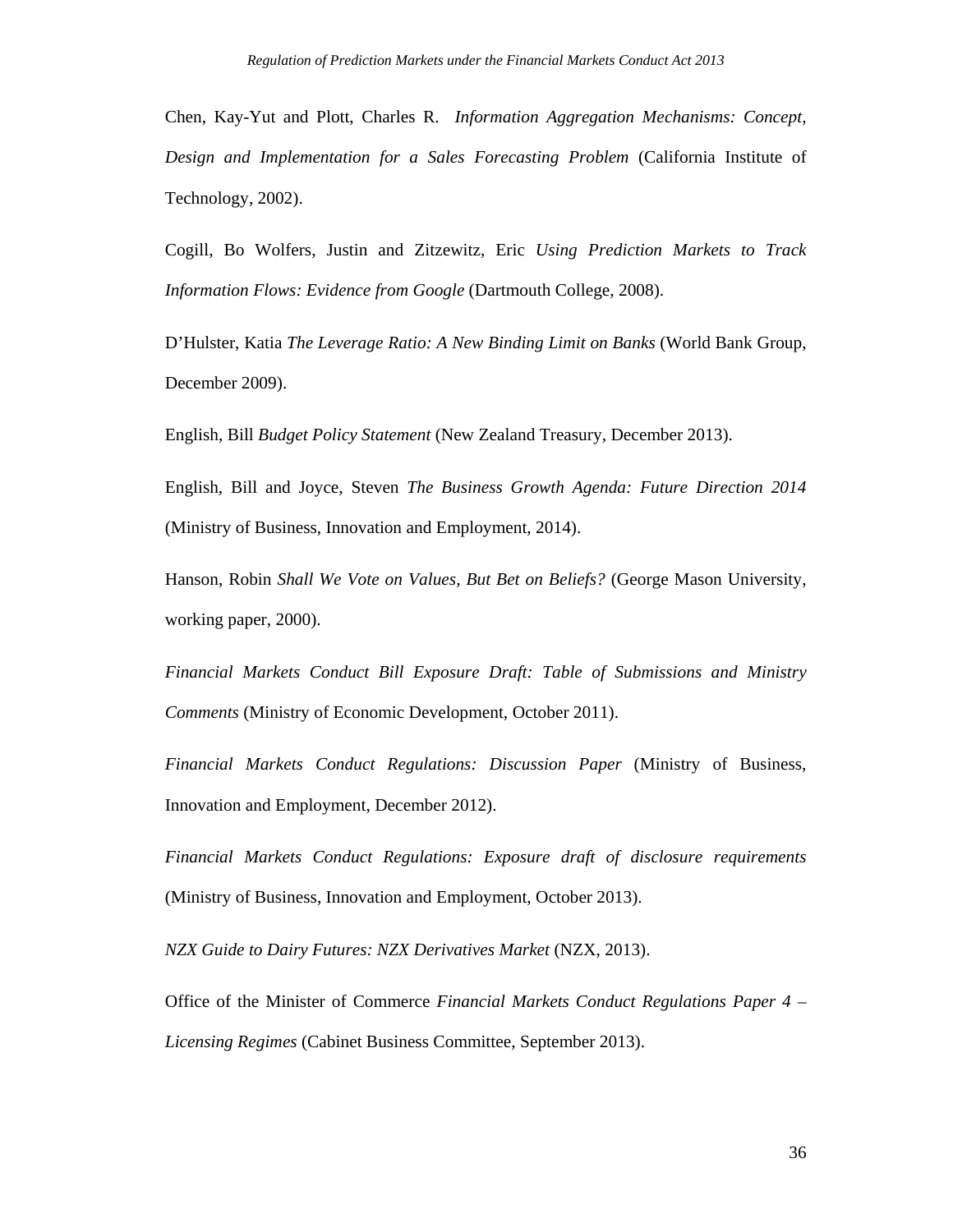Chen, Kay-Yut and Plott, Charles R. *Information Aggregation Mechanisms: Concept, Design and Implementation for a Sales Forecasting Problem* (California Institute of Technology, 2002).

Cogill, Bo Wolfers, Justin and Zitzewitz, Eric *Using Prediction Markets to Track Information Flows: Evidence from Google* (Dartmouth College, 2008).

D'Hulster, Katia *The Leverage Ratio: A New Binding Limit on Banks* (World Bank Group, December 2009).

English, Bill *Budget Policy Statement* (New Zealand Treasury, December 2013).

English, Bill and Joyce, Steven *The Business Growth Agenda: Future Direction 2014* (Ministry of Business, Innovation and Employment, 2014).

Hanson, Robin *Shall We Vote on Values, But Bet on Beliefs?* (George Mason University, working paper, 2000).

*Financial Markets Conduct Bill Exposure Draft: Table of Submissions and Ministry Comments* (Ministry of Economic Development, October 2011).

*Financial Markets Conduct Regulations: Discussion Paper* (Ministry of Business, Innovation and Employment, December 2012).

*Financial Markets Conduct Regulations: Exposure draft of disclosure requirements* (Ministry of Business, Innovation and Employment, October 2013).

*NZX Guide to Dairy Futures: NZX Derivatives Market* (NZX, 2013).

Office of the Minister of Commerce *Financial Markets Conduct Regulations Paper 4 – Licensing Regimes* (Cabinet Business Committee, September 2013).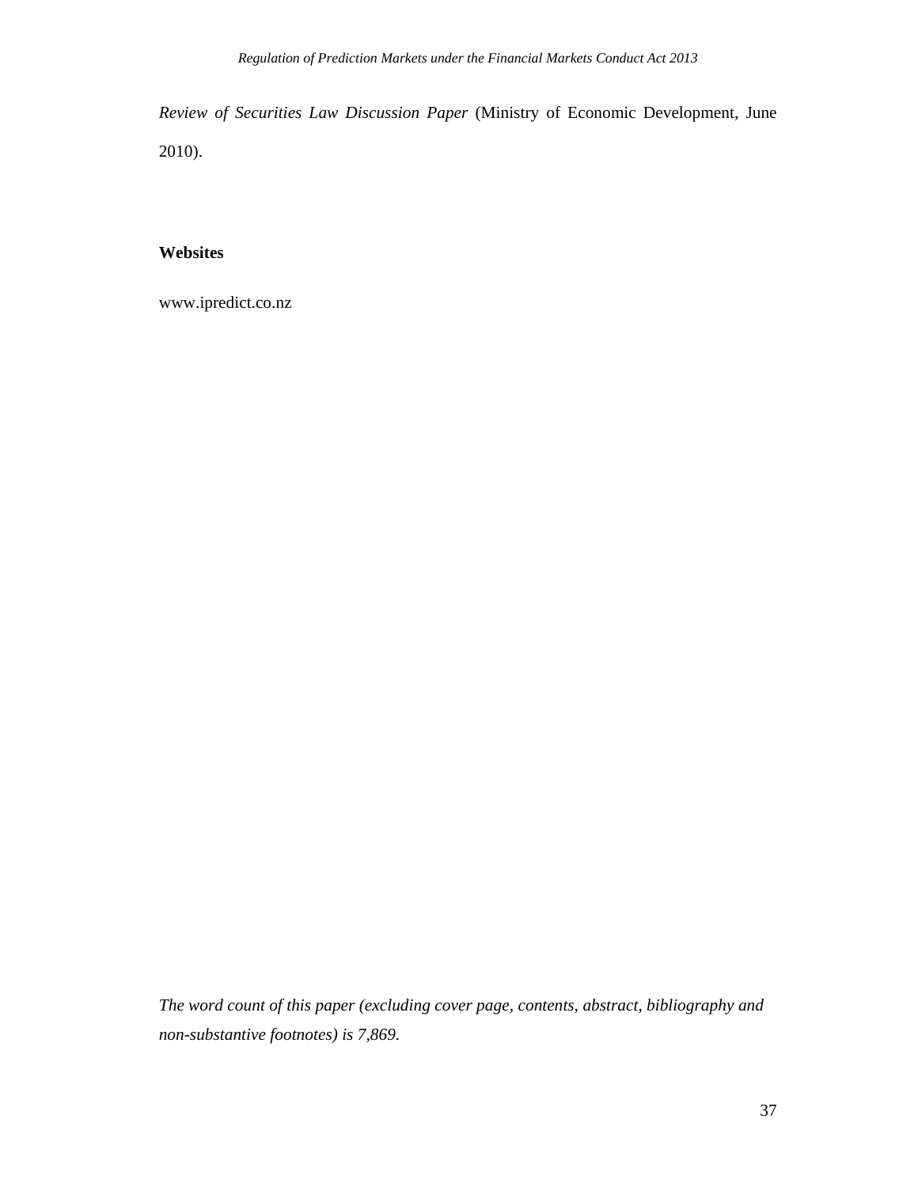*Review of Securities Law Discussion Paper* (Ministry of Economic Development, June 2010).

**Websites**

www.ipredict.co.nz

*The word count of this paper (excluding cover page, contents, abstract, bibliography and non-substantive footnotes) is 7,869.*